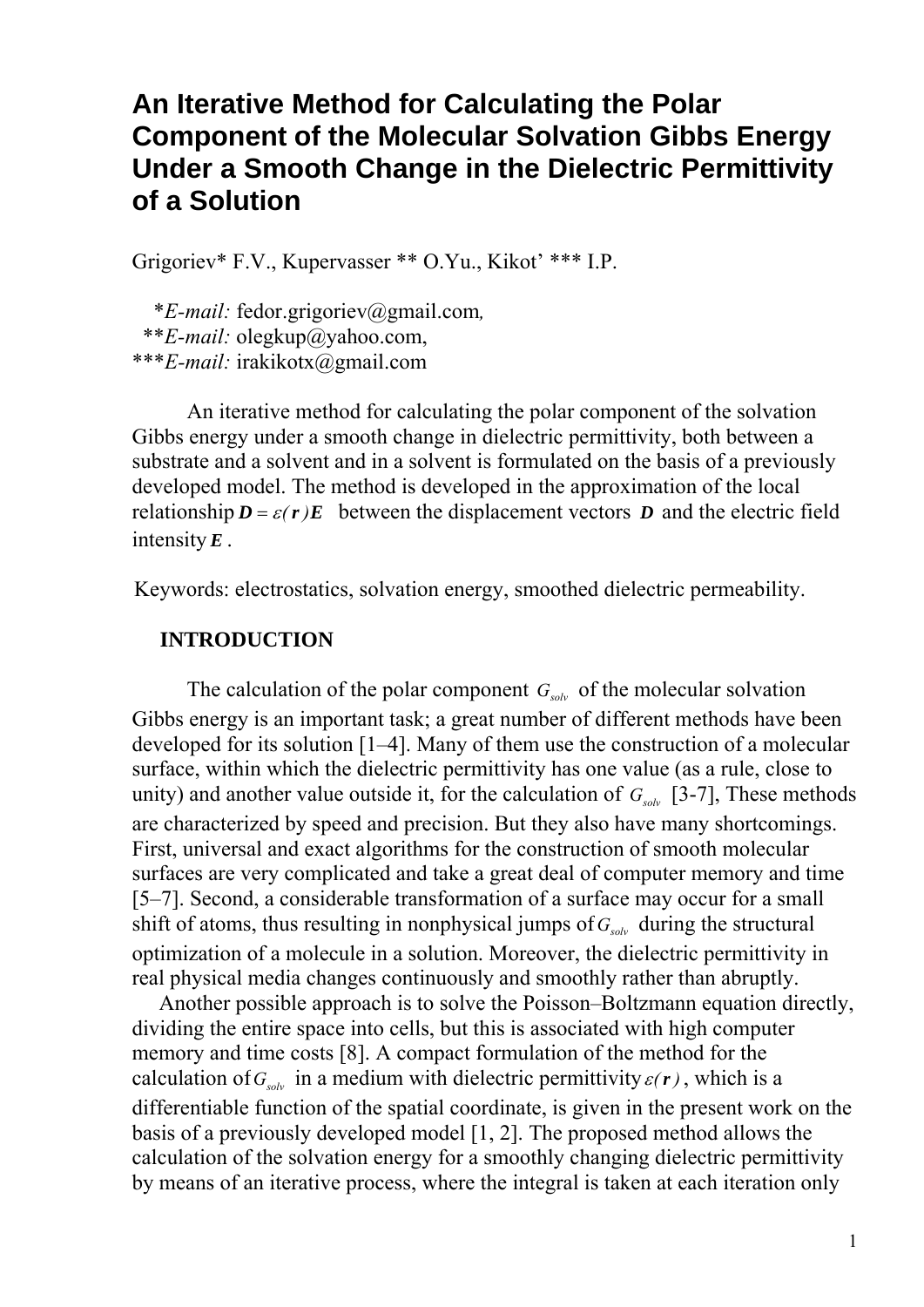# An Iterative Method for Calculating the Polar Component of the Molecular Solvation Gibbs Energy Under a Smooth Change in the Dielectric Permittivity of a Solution

Grigoriev* F.V., Kupervasser ** O.Yu., Kikot' *** I.P.

\**E-mail:* fedor.grigoriev@gmail.com,
\*\**E-mail:* olegkup@yahoo.com,
\*\*\**E-mail:* irakikotx@gmail.com

An iterative method for calculating the polar component of the solvation Gibbs energy under a smooth change in dielectric permittivity, both between a substrate and a solvent and in a solvent is formulated on the basis of a previously developed model. The method is developed in the approximation of the local relationship $\boldsymbol{D} = \varepsilon(\boldsymbol{r})\boldsymbol{E}$ between the displacement vectors $\boldsymbol{D}$ and the electric field intensity $\boldsymbol{E}$.

Keywords: electrostatics, solvation energy, smoothed dielectric permeability.

## INTRODUCTION

The calculation of the polar component $G_{solv}$ of the molecular solvation Gibbs energy is an important task; a great number of different methods have been developed for its solution [1–4]. Many of them use the construction of a molecular surface, within which the dielectric permittivity has one value (as a rule, close to unity) and another value outside it, for the calculation of $G_{solv}$ [3-7], These methods are characterized by speed and precision. But they also have many shortcomings. First, universal and exact algorithms for the construction of smooth molecular surfaces are very complicated and take a great deal of computer memory and time [5–7]. Second, a considerable transformation of a surface may occur for a small shift of atoms, thus resulting in nonphysical jumps of $G_{solv}$ during the structural optimization of a molecule in a solution. Moreover, the dielectric permittivity in real physical media changes continuously and smoothly rather than abruptly.

Another possible approach is to solve the Poisson–Boltzmann equation directly, dividing the entire space into cells, but this is associated with high computer memory and time costs [8]. A compact formulation of the method for the calculation of $G_{solv}$ in a medium with dielectric permittivity $\varepsilon(\boldsymbol{r})$, which is a differentiable function of the spatial coordinate, is given in the present work on the basis of a previously developed model [1, 2]. The proposed method allows the calculation of the solvation energy for a smoothly changing dielectric permittivity by means of an iterative process, where the integral is taken at each iteration only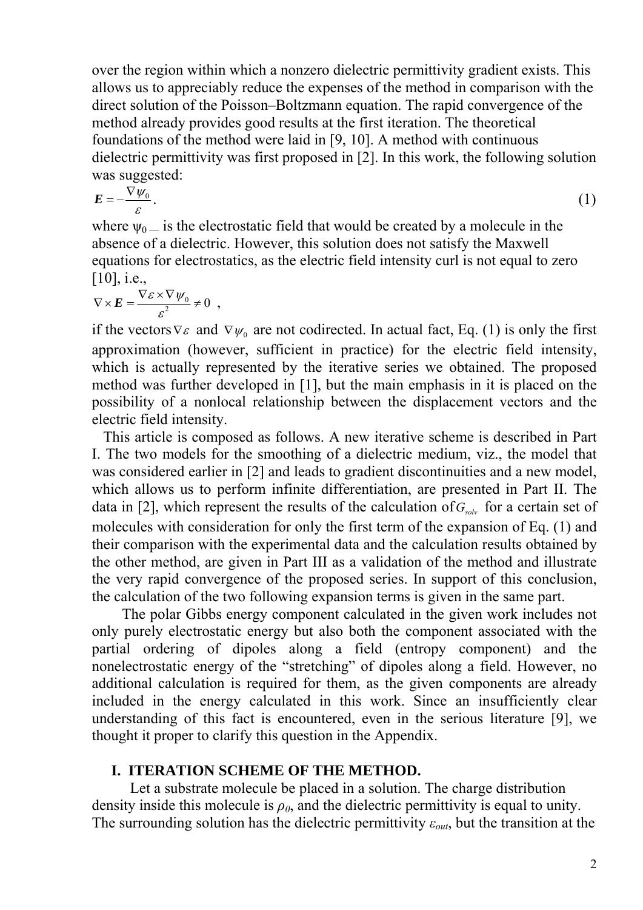over the region within which a nonzero dielectric permittivity gradient exists. This allows us to appreciably reduce the expenses of the method in comparison with the direct solution of the Poisson–Boltzmann equation. The rapid convergence of the method already provides good results at the first iteration. The theoretical foundations of the method were laid in [9, 10]. A method with continuous dielectric permittivity was first proposed in [2]. In this work, the following solution was suggested:

$$\boldsymbol{E} = -\frac{\nabla \psi_0}{\varepsilon}. \tag{1}$$

where $\psi_0$ — is the electrostatic field that would be created by a molecule in the absence of a dielectric. However, this solution does not satisfy the Maxwell equations for electrostatics, as the electric field intensity curl is not equal to zero [10], i.e.,

$$\nabla \times \boldsymbol{E} = \frac{\nabla \varepsilon \times \nabla \psi_0}{\varepsilon^2} \neq 0 \ ,$$

if the vectors $\nabla \varepsilon$ and $\nabla \psi_0$ are not codirected. In actual fact, Eq. (1) is only the first approximation (however, sufficient in practice) for the electric field intensity, which is actually represented by the iterative series we obtained. The proposed method was further developed in [1], but the main emphasis in it is placed on the possibility of a nonlocal relationship between the displacement vectors and the electric field intensity.

This article is composed as follows. A new iterative scheme is described in Part I. The two models for the smoothing of a dielectric medium, viz., the model that was considered earlier in [2] and leads to gradient discontinuities and a new model, which allows us to perform infinite differentiation, are presented in Part II. The data in [2], which represent the results of the calculation of $G_{solv}$ for a certain set of molecules with consideration for only the first term of the expansion of Eq. (1) and their comparison with the experimental data and the calculation results obtained by the other method, are given in Part III as a validation of the method and illustrate the very rapid convergence of the proposed series. In support of this conclusion, the calculation of the two following expansion terms is given in the same part.

The polar Gibbs energy component calculated in the given work includes not only purely electrostatic energy but also both the component associated with the partial ordering of dipoles along a field (entropy component) and the nonelectrostatic energy of the "stretching" of dipoles along a field. However, no additional calculation is required for them, as the given components are already included in the energy calculated in this work. Since an insufficiently clear understanding of this fact is encountered, even in the serious literature [9], we thought it proper to clarify this question in the Appendix.

## I. ITERATION SCHEME OF THE METHOD.

Let a substrate molecule be placed in a solution. The charge distribution density inside this molecule is $\rho_0$, and the dielectric permittivity is equal to unity. The surrounding solution has the dielectric permittivity $\varepsilon_{out}$, but the transition at the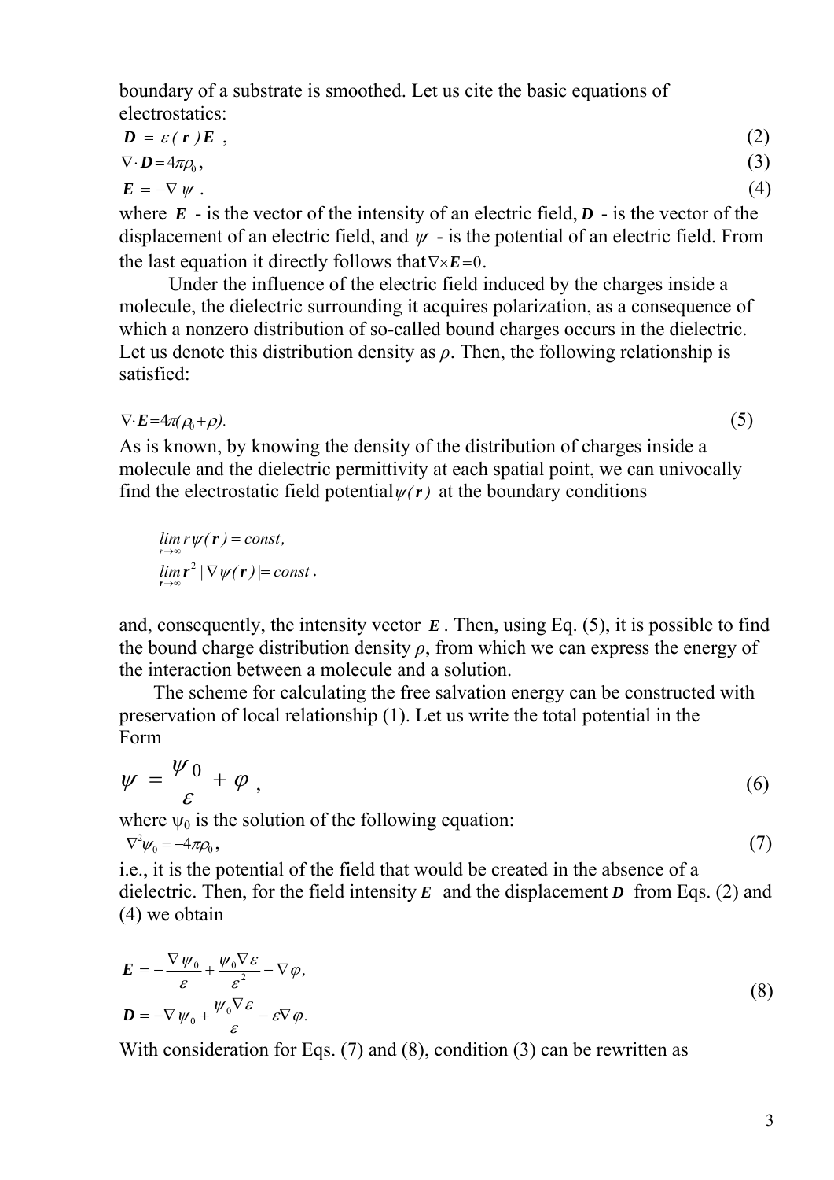boundary of a substrate is smoothed. Let us cite the basic equations of electrostatics:

$$\boldsymbol{D} = \varepsilon(\boldsymbol{r})\boldsymbol{E} \ , \tag{2}$$

$$\nabla \cdot \boldsymbol{D} = 4\pi\rho_0 , \tag{3}$$

$$\boldsymbol{E} = -\nabla \psi \ . \tag{4}$$

where $\boldsymbol{E}$ - is the vector of the intensity of an electric field, $\boldsymbol{D}$ - is the vector of the displacement of an electric field, and $\psi$ - is the potential of an electric field. From the last equation it directly follows that $\nabla \times \boldsymbol{E} = 0$.

Under the influence of the electric field induced by the charges inside a molecule, the dielectric surrounding it acquires polarization, as a consequence of which a nonzero distribution of so-called bound charges occurs in the dielectric. Let us denote this distribution density as $\rho$. Then, the following relationship is satisfied:

$$\nabla \cdot \boldsymbol{E} = 4\pi(\rho_0 + \rho). \tag{5}$$

As is known, by knowing the density of the distribution of charges inside a molecule and the dielectric permittivity at each spatial point, we can univocally find the electrostatic field potential $\psi(\boldsymbol{r})$ at the boundary conditions

$$\lim_{r \to \infty} r\psi(\mathbf{r}) = const,$$
$$\lim_{\mathbf{r} \to \infty} \mathbf{r}^2 \, |\nabla \psi(\boldsymbol{r})| = const .$$

and, consequently, the intensity vector $\boldsymbol{E}$. Then, using Eq. (5), it is possible to find the bound charge distribution density $\rho$, from which we can express the energy of the interaction between a molecule and a solution.

The scheme for calculating the free salvation energy can be constructed with preservation of local relationship (1). Let us write the total potential in the Form

$$\psi = \frac{\psi_0}{\varepsilon} + \varphi \ , \tag{6}$$

where $\psi_0$ is the solution of the following equation:

$$\nabla^2 \psi_0 = -4\pi\rho_0 , \tag{7}$$

i.e., it is the potential of the field that would be created in the absence of a dielectric. Then, for the field intensity $\boldsymbol{E}$ and the displacement $\boldsymbol{D}$ from Eqs. (2) and (4) we obtain

$$\begin{aligned} \boldsymbol{E} &= -\frac{\nabla \psi_0}{\varepsilon} + \frac{\psi_0 \nabla \varepsilon}{\varepsilon^2} - \nabla \varphi, \\ \boldsymbol{D} &= -\nabla \psi_0 + \frac{\psi_0 \nabla \varepsilon}{\varepsilon} - \varepsilon \nabla \varphi. \end{aligned} \tag{8}$$

With consideration for Eqs. (7) and (8), condition (3) can be rewritten as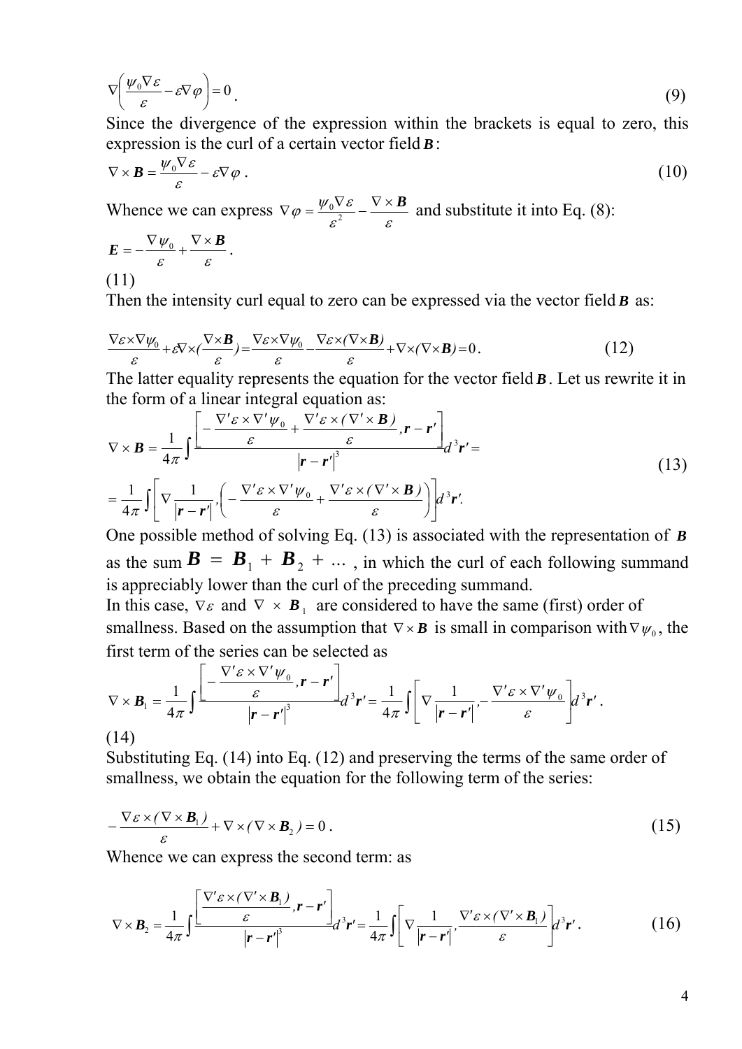$$\nabla\left(\frac{\psi_0 \nabla \varepsilon}{\varepsilon} - \varepsilon \nabla \varphi\right) = 0 . \tag{9}$$

Since the divergence of the expression within the brackets is equal to zero, this expression is the curl of a certain vector field $\boldsymbol{B}$:

$$\nabla \times \boldsymbol{B} = \frac{\psi_0 \nabla \varepsilon}{\varepsilon} - \varepsilon \nabla \varphi . \tag{10}$$

Whence we can express $\nabla \varphi = \frac{\psi_0 \nabla \varepsilon}{\varepsilon^2} - \frac{\nabla \times \boldsymbol{B}}{\varepsilon}$ and substitute it into Eq. (8):

$$\boldsymbol{E} = -\frac{\nabla \psi_0}{\varepsilon} + \frac{\nabla \times \boldsymbol{B}}{\varepsilon} . \tag{11}$$

Then the intensity curl equal to zero can be expressed via the vector field $\boldsymbol{B}$ as:

$$\frac{\nabla\varepsilon \times \nabla\psi_0}{\varepsilon} + \varepsilon\nabla\times\left(\frac{\nabla\times\boldsymbol{B}}{\varepsilon}\right) = \frac{\nabla\varepsilon \times \nabla\psi_0}{\varepsilon} - \frac{\nabla\varepsilon \times (\nabla\times\boldsymbol{B})}{\varepsilon} + \nabla\times(\nabla\times\boldsymbol{B}) = 0 . \tag{12}$$

The latter equality represents the equation for the vector field $\boldsymbol{B}$. Let us rewrite it in the form of a linear integral equation as:

$$\begin{aligned}\nabla \times \boldsymbol{B} &= \frac{1}{4\pi}\int \frac{\left[ -\frac{\nabla'\varepsilon \times \nabla'\psi_0}{\varepsilon} + \frac{\nabla'\varepsilon \times (\nabla' \times \boldsymbol{B})}{\varepsilon}, \boldsymbol{r} - \boldsymbol{r}' \right]}{|\boldsymbol{r} - \boldsymbol{r}'|^3} d^3\boldsymbol{r}' = \\ &= \frac{1}{4\pi}\int \left[ \nabla \frac{1}{|\boldsymbol{r} - \boldsymbol{r}'|}, \left( -\frac{\nabla'\varepsilon \times \nabla'\psi_0}{\varepsilon} + \frac{\nabla'\varepsilon \times (\nabla' \times \boldsymbol{B})}{\varepsilon} \right) \right] d^3\boldsymbol{r}'.\end{aligned} \tag{13}$$

One possible method of solving Eq. (13) is associated with the representation of $\boldsymbol{B}$ as the sum $\boldsymbol{B} = \boldsymbol{B}_1 + \boldsymbol{B}_2 + \dots$ , in which the curl of each following summand is appreciably lower than the curl of the preceding summand.

In this case, $\nabla\varepsilon$ and $\nabla \times \boldsymbol{B}_1$ are considered to have the same (first) order of smallness. Based on the assumption that $\nabla \times \boldsymbol{B}$ is small in comparison with $\nabla\psi_0$, the first term of the series can be selected as

$$\nabla \times \boldsymbol{B}_1 = \frac{1}{4\pi}\int \frac{\left[ -\frac{\nabla'\varepsilon \times \nabla'\psi_0}{\varepsilon}, \boldsymbol{r} - \boldsymbol{r}' \right]}{|\boldsymbol{r} - \boldsymbol{r}'|^3} d^3\boldsymbol{r}' = \frac{1}{4\pi}\int \left[ \nabla \frac{1}{|\boldsymbol{r} - \boldsymbol{r}'|}, -\frac{\nabla'\varepsilon \times \nabla'\psi_0}{\varepsilon} \right] d^3\boldsymbol{r}' . \tag{14}$$

Substituting Eq. (14) into Eq. (12) and preserving the terms of the same order of smallness, we obtain the equation for the following term of the series:

$$-\frac{\nabla\varepsilon \times (\nabla \times \boldsymbol{B}_1)}{\varepsilon} + \nabla \times (\nabla \times \boldsymbol{B}_2) = 0 . \tag{15}$$

Whence we can express the second term: as

$$\nabla \times \boldsymbol{B}_2 = \frac{1}{4\pi}\int \frac{\left[ \frac{\nabla'\varepsilon \times (\nabla' \times \boldsymbol{B}_1)}{\varepsilon}, \boldsymbol{r} - \boldsymbol{r}' \right]}{|\boldsymbol{r} - \boldsymbol{r}'|^3} d^3\boldsymbol{r}' = \frac{1}{4\pi}\int \left[ \nabla \frac{1}{|\boldsymbol{r} - \boldsymbol{r}'|}, \frac{\nabla'\varepsilon \times (\nabla' \times \boldsymbol{B}_1)}{\varepsilon} \right] d^3\boldsymbol{r}' . \tag{16}$$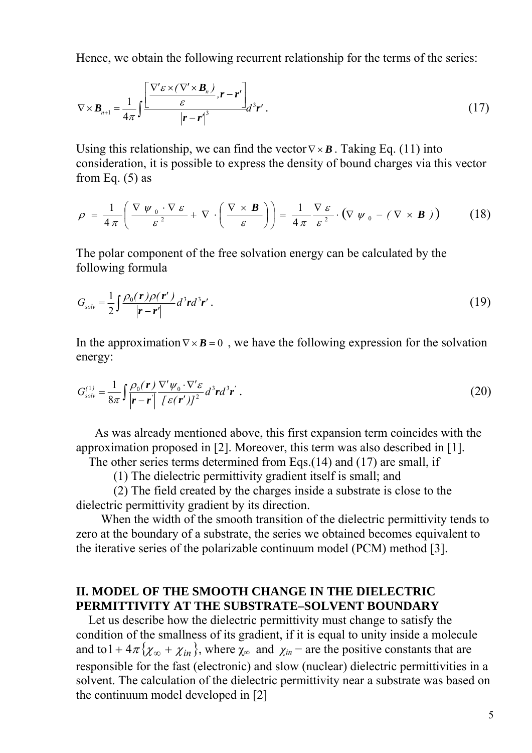Hence, we obtain the following recurrent relationship for the terms of the series:

$$\nabla \times \boldsymbol{B}_{n+1} = \frac{1}{4\pi} \int \frac{\left[ \dfrac{\nabla' \varepsilon \times (\nabla' \times \boldsymbol{B}_n)}{\varepsilon}, \boldsymbol{r} - \boldsymbol{r}' \right]}{|\boldsymbol{r} - \boldsymbol{r}'|^3} d^3 \boldsymbol{r}' . \tag{17}$$

Using this relationship, we can find the vector $\nabla \times \boldsymbol{B}$. Taking Eq. (11) into consideration, it is possible to express the density of bound charges via this vector from Eq. (5) as

$$\rho = \frac{1}{4\pi} \left( \frac{\nabla \psi_0 \cdot \nabla \varepsilon}{\varepsilon^2} + \nabla \cdot \left( \frac{\nabla \times \boldsymbol{B}}{\varepsilon} \right) \right) = \frac{1}{4\pi} \frac{\nabla \varepsilon}{\varepsilon^2} \cdot \left( \nabla \psi_0 - (\nabla \times \boldsymbol{B}) \right) \tag{18}$$

The polar component of the free solvation energy can be calculated by the following formula

$$G_{solv} = \frac{1}{2} \int \frac{\rho_0(\boldsymbol{r}) \rho(\boldsymbol{r}')}{|\boldsymbol{r} - \boldsymbol{r}'|} d^3 \boldsymbol{r} d^3 \boldsymbol{r}' . \tag{19}$$

In the approximation $\nabla \times \boldsymbol{B} = 0$, we have the following expression for the solvation energy:

$$G^{(1)}_{solv} = \frac{1}{8\pi} \int \frac{\rho_0(\boldsymbol{r})}{|\boldsymbol{r} - \boldsymbol{r}'|} \frac{\nabla' \psi_0 \cdot \nabla' \varepsilon}{[\varepsilon(\boldsymbol{r}')]^2} d^3 \boldsymbol{r} d^3 \boldsymbol{r}' . \tag{20}$$

As was already mentioned above, this first expansion term coincides with the approximation proposed in [2]. Moreover, this term was also described in [1].

The other series terms determined from Eqs.(14) and (17) are small, if

(1) The dielectric permittivity gradient itself is small; and

(2) The field created by the charges inside a substrate is close to the dielectric permittivity gradient by its direction.

When the width of the smooth transition of the dielectric permittivity tends to zero at the boundary of a substrate, the series we obtained becomes equivalent to the iterative series of the polarizable continuum model (PCM) method [3].

## II. MODEL OF THE SMOOTH CHANGE IN THE DIELECTRIC PERMITTIVITY AT THE SUBSTRATE–SOLVENT BOUNDARY

Let us describe how the dielectric permittivity must change to satisfy the condition of the smallness of its gradient, if it is equal to unity inside a molecule and to $1 + 4\pi\{\chi_\infty + \chi_{in}\}$, where $\chi_\infty$ and $\chi_{in}$ – are the positive constants that are responsible for the fast (electronic) and slow (nuclear) dielectric permittivities in a solvent. The calculation of the dielectric permittivity near a substrate was based on the continuum model developed in [2]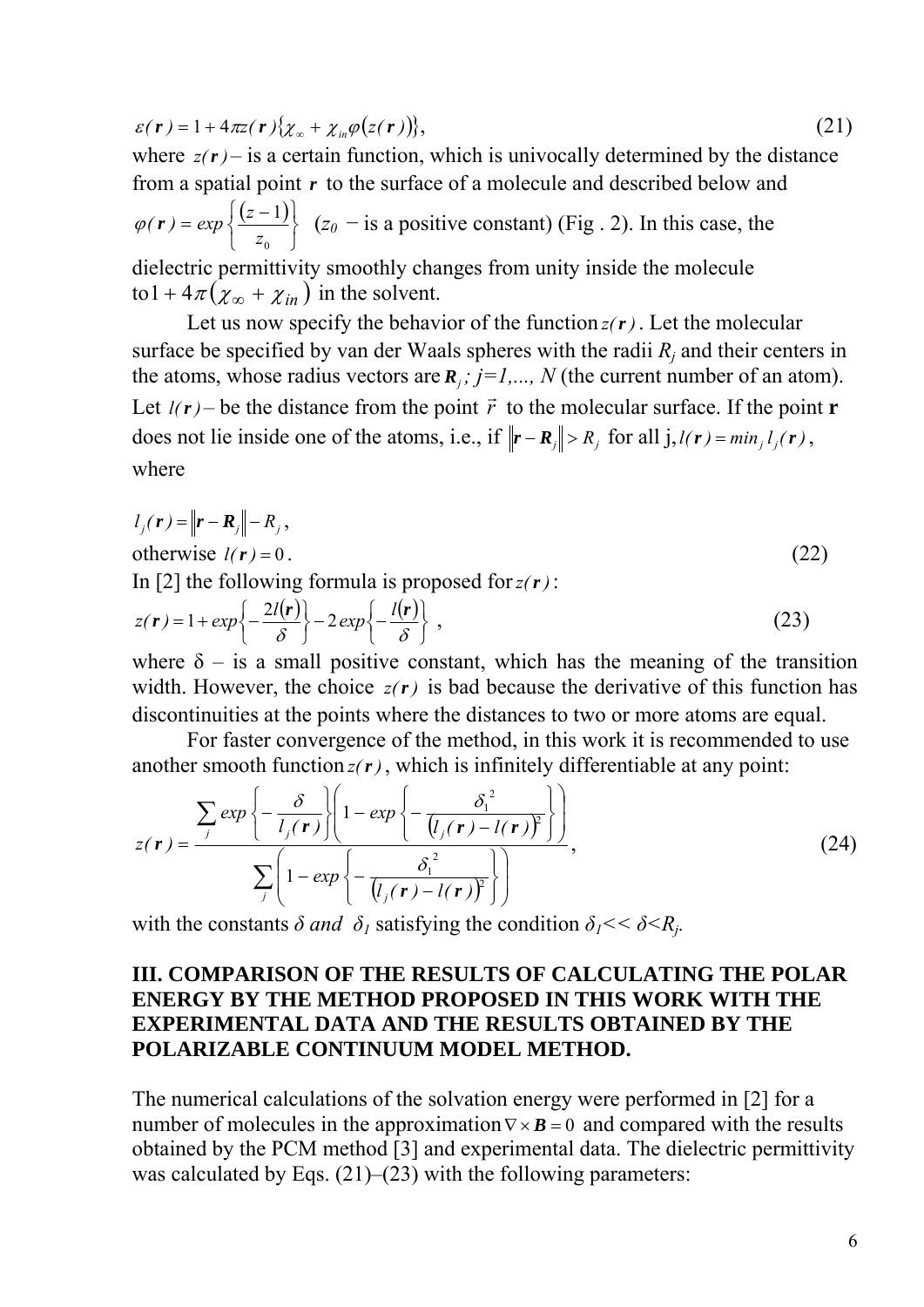$$\varepsilon(\boldsymbol{r}) = 1 + 4\pi z(\boldsymbol{r})\{\chi_\infty + \chi_{in}\varphi(z(\boldsymbol{r}))\}, \tag{21}$$

where $z(\boldsymbol{r})$ – is a certain function, which is univocally determined by the distance from a spatial point $\boldsymbol{r}$ to the surface of a molecule and described below and $\varphi(\boldsymbol{r}) = exp\left\{\frac{(z-1)}{z_0}\right\}$ ($z_0$ − is a positive constant) (Fig . 2). In this case, the dielectric permittivity smoothly changes from unity inside the molecule to $1 + 4\pi(\chi_\infty + \chi_{in})$ in the solvent.

Let us now specify the behavior of the function $z(\boldsymbol{r})$. Let the molecular surface be specified by van der Waals spheres with the radii $R_j$ and their centers in the atoms, whose radius vectors are $\boldsymbol{R}_j$; $j=1,..., N$ (the current number of an atom). Let $l(\boldsymbol{r})$ – be the distance from the point $\vec{r}$ to the molecular surface. If the point $\mathbf{r}$ does not lie inside one of the atoms, i.e., if $\|\boldsymbol{r} - \boldsymbol{R}_j\| > R_j$ for all j, $l(\boldsymbol{r}) = min_j\, l_j(\boldsymbol{r})$, where

$$l_j(\boldsymbol{r}) = \|\boldsymbol{r} - \boldsymbol{R}_j\| - R_j,$$

otherwise $l(\boldsymbol{r}) = 0$. (22)

In [2] the following formula is proposed for $z(\boldsymbol{r})$:

$$z(\boldsymbol{r}) = 1 + exp\left\{-\frac{2l(\boldsymbol{r})}{\delta}\right\} - 2\,exp\left\{-\frac{l(\boldsymbol{r})}{\delta}\right\}, \tag{23}$$

where δ – is a small positive constant, which has the meaning of the transition width. However, the choice $z(\boldsymbol{r})$ is bad because the derivative of this function has discontinuities at the points where the distances to two or more atoms are equal.

For faster convergence of the method, in this work it is recommended to use another smooth function $z(\boldsymbol{r})$, which is infinitely differentiable at any point:

$$z(\boldsymbol{r}) = \frac{\sum_j exp\left\{-\frac{\delta}{l_j(\boldsymbol{r})}\right\}\left(1 - exp\left\{-\frac{\delta_1^2}{\left(l_j(\boldsymbol{r}) - l(\boldsymbol{r})\right)^2}\right\}\right)}{\sum_j\left(1 - exp\left\{-\frac{\delta_1^2}{\left(l_j(\boldsymbol{r}) - l(\boldsymbol{r})\right)^2}\right\}\right)}, \tag{24}$$

with the constants $\delta$ *and* $\delta_1$ satisfying the condition $\delta_1 << \delta < R_j$.

## III. COMPARISON OF THE RESULTS OF CALCULATING THE POLAR ENERGY BY THE METHOD PROPOSED IN THIS WORK WITH THE EXPERIMENTAL DATA AND THE RESULTS OBTAINED BY THE POLARIZABLE CONTINUUM MODEL METHOD.

The numerical calculations of the solvation energy were performed in [2] for a number of molecules in the approximation $\nabla \times \boldsymbol{B} = 0$ and compared with the results obtained by the PCM method [3] and experimental data. The dielectric permittivity was calculated by Eqs. (21)–(23) with the following parameters: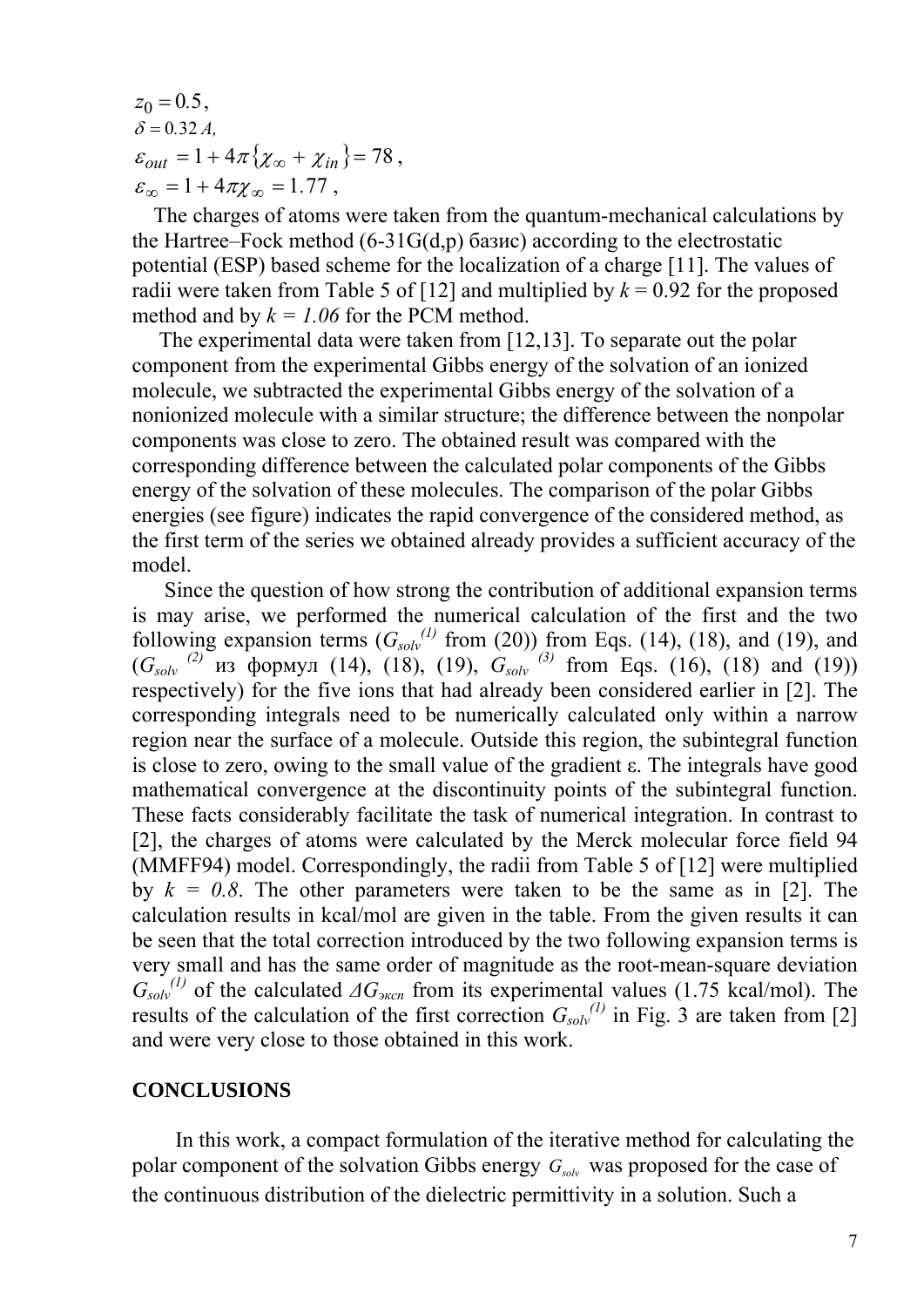$z_0 = 0.5$,

$\delta = 0.32\, A$,

$\varepsilon_{out} = 1 + 4\pi\{\chi_\infty + \chi_{in}\} = 78$,

$\varepsilon_\infty = 1 + 4\pi\chi_\infty = 1.77$,

The charges of atoms were taken from the quantum-mechanical calculations by the Hartree–Fock method (6-31G(d,p) базис) according to the electrostatic potential (ESP) based scheme for the localization of a charge [11]. The values of radii were taken from Table 5 of [12] and multiplied by $k = 0.92$ for the proposed method and by $k = 1.06$ for the PCM method.

The experimental data were taken from [12,13]. To separate out the polar component from the experimental Gibbs energy of the solvation of an ionized molecule, we subtracted the experimental Gibbs energy of the solvation of a nonionized molecule with a similar structure; the difference between the nonpolar components was close to zero. The obtained result was compared with the corresponding difference between the calculated polar components of the Gibbs energy of the solvation of these molecules. The comparison of the polar Gibbs energies (see figure) indicates the rapid convergence of the considered method, as the first term of the series we obtained already provides a sufficient accuracy of the model.

Since the question of how strong the contribution of additional expansion terms is may arise, we performed the numerical calculation of the first and the two following expansion terms ($G_{solv}^{(1)}$ from (20)) from Eqs. (14), (18), and (19), and ($G_{solv}^{(2)}$ из формул (14), (18), (19), $G_{solv}^{(3)}$ from Eqs. (16), (18) and (19)) respectively) for the five ions that had already been considered earlier in [2]. The corresponding integrals need to be numerically calculated only within a narrow region near the surface of a molecule. Outside this region, the subintegral function is close to zero, owing to the small value of the gradient ε. The integrals have good mathematical convergence at the discontinuity points of the subintegral function. These facts considerably facilitate the task of numerical integration. In contrast to [2], the charges of atoms were calculated by the Merck molecular force field 94 (MMFF94) model. Correspondingly, the radii from Table 5 of [12] were multiplied by $k = 0.8$. The other parameters were taken to be the same as in [2]. The calculation results in kcal/mol are given in the table. From the given results it can be seen that the total correction introduced by the two following expansion terms is very small and has the same order of magnitude as the root-mean-square deviation $G_{solv}^{(1)}$ of the calculated $\Delta G_{эксп}$ from its experimental values (1.75 kcal/mol). The results of the calculation of the first correction $G_{solv}^{(1)}$ in Fig. 3 are taken from [2] and were very close to those obtained in this work.

## CONCLUSIONS

In this work, a compact formulation of the iterative method for calculating the polar component of the solvation Gibbs energy $G_{solv}$ was proposed for the case of the continuous distribution of the dielectric permittivity in a solution. Such a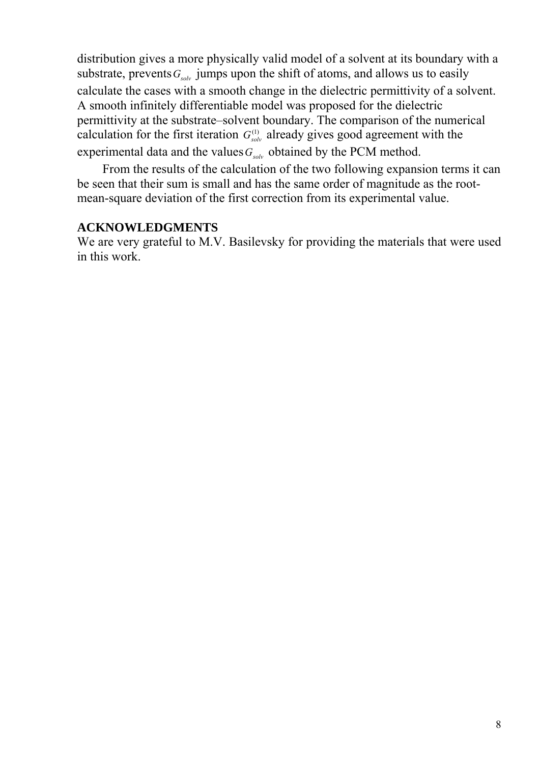distribution gives a more physically valid model of a solvent at its boundary with a substrate, prevents $G_{solv}$ jumps upon the shift of atoms, and allows us to easily calculate the cases with a smooth change in the dielectric permittivity of a solvent. A smooth infinitely differentiable model was proposed for the dielectric permittivity at the substrate–solvent boundary. The comparison of the numerical calculation for the first iteration $G_{solv}^{(1)}$ already gives good agreement with the experimental data and the values $G_{solv}$ obtained by the PCM method.

From the results of the calculation of the two following expansion terms it can be seen that their sum is small and has the same order of magnitude as the root-mean-square deviation of the first correction from its experimental value.

**ACKNOWLEDGMENTS**

We are very grateful to M.V. Basilevsky for providing the materials that were used in this work.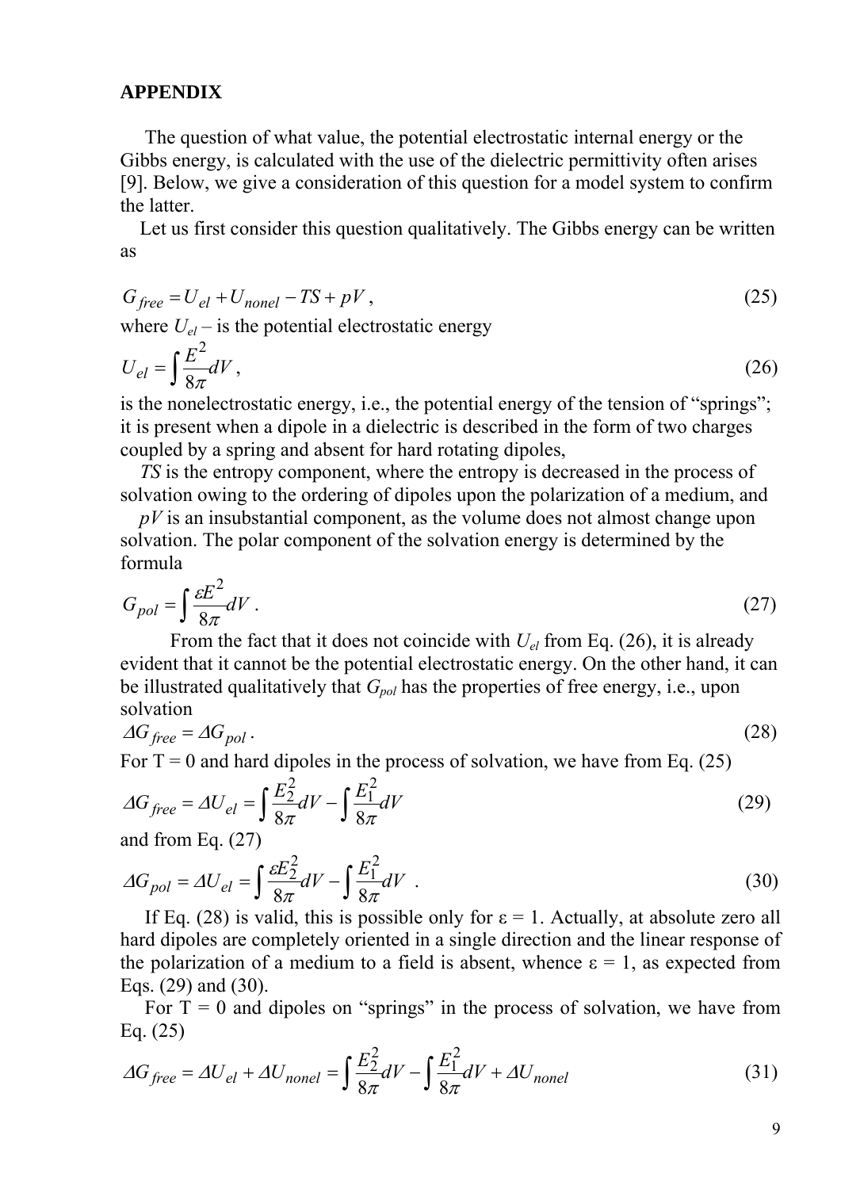## APPENDIX

The question of what value, the potential electrostatic internal energy or the Gibbs energy, is calculated with the use of the dielectric permittivity often arises [9]. Below, we give a consideration of this question for a model system to confirm the latter.

Let us first consider this question qualitatively. The Gibbs energy can be written as

$$G_{free} = U_{el} + U_{nonel} - TS + pV\,, \tag{25}$$

where $U_{el}$ – is the potential electrostatic energy

$$U_{el} = \int \frac{E^2}{8\pi} dV\,, \tag{26}$$

is the nonelectrostatic energy, i.e., the potential energy of the tension of "springs"; it is present when a dipole in a dielectric is described in the form of two charges coupled by a spring and absent for hard rotating dipoles,

*TS* is the entropy component, where the entropy is decreased in the process of solvation owing to the ordering of dipoles upon the polarization of a medium, and

*pV* is an insubstantial component, as the volume does not almost change upon solvation. The polar component of the solvation energy is determined by the formula

$$G_{pol} = \int \frac{\varepsilon E^2}{8\pi} dV\,. \tag{27}$$

From the fact that it does not coincide with $U_{el}$ from Eq. (26), it is already evident that it cannot be the potential electrostatic energy. On the other hand, it can be illustrated qualitatively that $G_{pol}$ has the properties of free energy, i.e., upon solvation

$$\Delta G_{free} = \Delta G_{pol}\,. \tag{28}$$

For T = 0 and hard dipoles in the process of solvation, we have from Eq. (25)

$$\Delta G_{free} = \Delta U_{el} = \int \frac{E_2^2}{8\pi} dV - \int \frac{E_1^2}{8\pi} dV \tag{29}$$

and from Eq. (27)

$$\Delta G_{pol} = \Delta U_{el} = \int \frac{\varepsilon E_2^2}{8\pi} dV - \int \frac{E_1^2}{8\pi} dV\,. \tag{30}$$

If Eq. (28) is valid, this is possible only for ε = 1. Actually, at absolute zero all hard dipoles are completely oriented in a single direction and the linear response of the polarization of a medium to a field is absent, whence ε = 1, as expected from Eqs. (29) and (30).

For T = 0 and dipoles on "springs" in the process of solvation, we have from Eq. (25)

$$\Delta G_{free} = \Delta U_{el} + \Delta U_{nonel} = \int \frac{E_2^2}{8\pi} dV - \int \frac{E_1^2}{8\pi} dV + \Delta U_{nonel} \tag{31}$$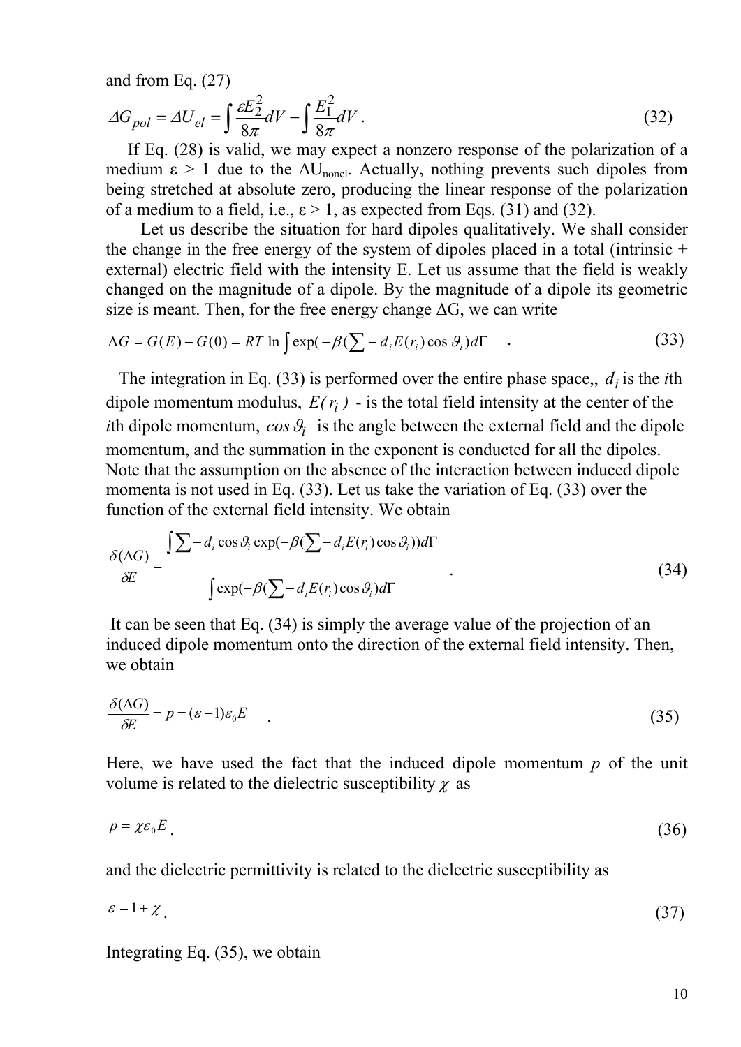and from Eq. (27)

$$\Delta G_{pol} = \Delta U_{el} = \int \frac{\varepsilon E_2^2}{8\pi} dV - \int \frac{E_1^2}{8\pi} dV . \tag{32}$$

If Eq. (28) is valid, we may expect a nonzero response of the polarization of a medium ε > 1 due to the $\Delta U_{nonel}$. Actually, nothing prevents such dipoles from being stretched at absolute zero, producing the linear response of the polarization of a medium to a field, i.e., ε > 1, as expected from Eqs. (31) and (32).

Let us describe the situation for hard dipoles qualitatively. We shall consider the change in the free energy of the system of dipoles placed in a total (intrinsic + external) electric field with the intensity E. Let us assume that the field is weakly changed on the magnitude of a dipole. By the magnitude of a dipole its geometric size is meant. Then, for the free energy change ΔG, we can write

$$\Delta G = G(E) - G(0) = RT \ln \int \exp(-\beta(\sum - d_i E(r_i) \cos \vartheta_i) d\Gamma \quad . \tag{33}$$

The integration in Eq. (33) is performed over the entire phase space,, $d_i$ is the *i*th dipole momentum modulus, $E(r_i)$ - is the total field intensity at the center of the *i*th dipole momentum, $\cos \vartheta_i$ is the angle between the external field and the dipole momentum, and the summation in the exponent is conducted for all the dipoles. Note that the assumption on the absence of the interaction between induced dipole momenta is not used in Eq. (33). Let us take the variation of Eq. (33) over the function of the external field intensity. We obtain

$$\frac{\delta(\Delta G)}{\delta E} = \frac{\int \sum - d_i \cos \vartheta_i \exp(-\beta(\sum - d_i E(r_i) \cos \vartheta_i)) d\Gamma}{\int \exp(-\beta(\sum - d_i E(r_i) \cos \vartheta_i) d\Gamma} \quad . \tag{34}$$

It can be seen that Eq. (34) is simply the average value of the projection of an induced dipole momentum onto the direction of the external field intensity. Then, we obtain

$$\frac{\delta(\Delta G)}{\delta E} = p = (\varepsilon - 1)\varepsilon_0 E \quad . \tag{35}$$

Here, we have used the fact that the induced dipole momentum $p$ of the unit volume is related to the dielectric susceptibility $\chi$ as

$$p = \chi \varepsilon_0 E \, . \tag{36}$$

and the dielectric permittivity is related to the dielectric susceptibility as

$$\varepsilon = 1 + \chi \, . \tag{37}$$

Integrating Eq. (35), we obtain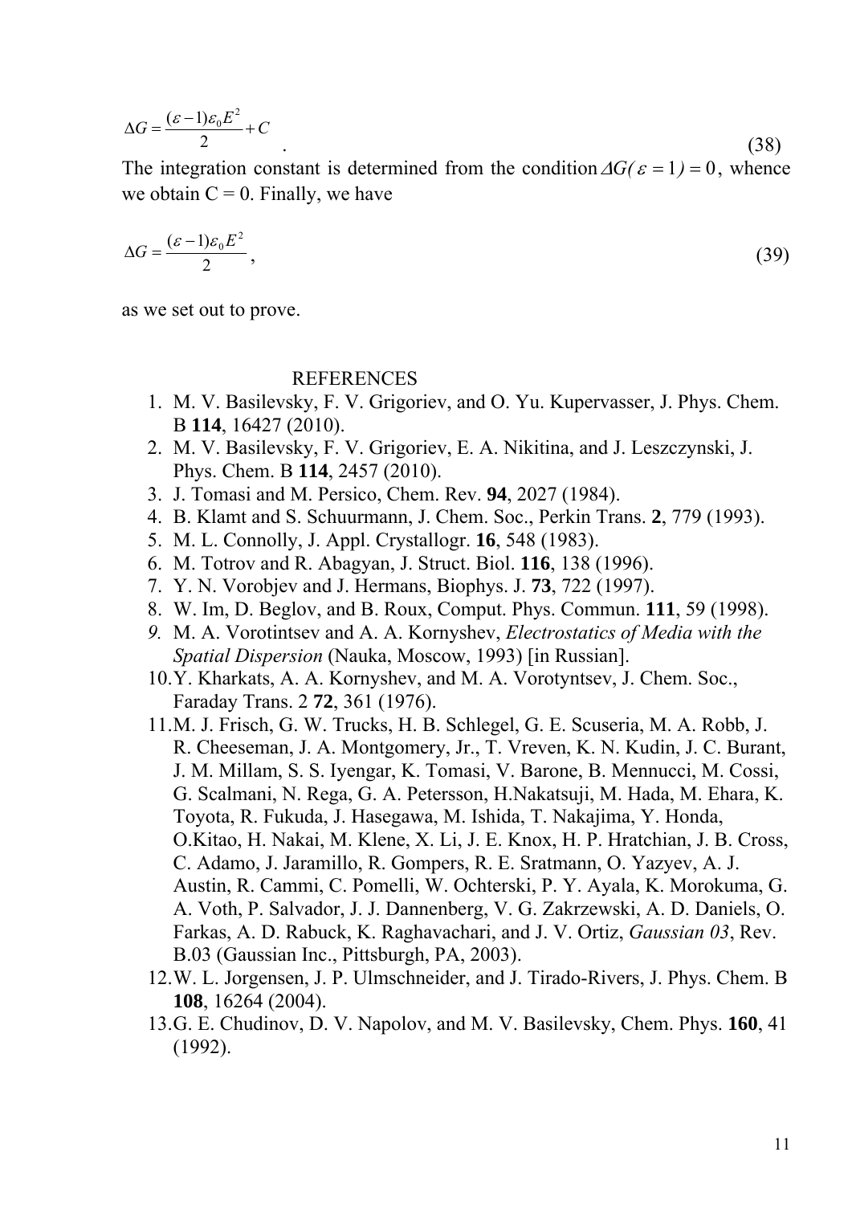$$\Delta G = \frac{(\varepsilon - 1)\varepsilon_0 E^2}{2} + C \quad . \tag{38}$$

The integration constant is determined from the condition $\Delta G(\varepsilon = 1) = 0$, whence we obtain C = 0. Finally, we have

$$\Delta G = \frac{(\varepsilon - 1)\varepsilon_0 E^2}{2} \, , \tag{39}$$

as we set out to prove.

## REFERENCES

1. M. V. Basilevsky, F. V. Grigoriev, and O. Yu. Kupervasser, J. Phys. Chem. B **114**, 16427 (2010).
2. M. V. Basilevsky, F. V. Grigoriev, E. A. Nikitina, and J. Leszczynski, J. Phys. Chem. B **114**, 2457 (2010).
3. J. Tomasi and M. Persico, Chem. Rev. **94**, 2027 (1984).
4. B. Klamt and S. Schuurmann, J. Chem. Soc., Perkin Trans. **2**, 779 (1993).
5. M. L. Connolly, J. Appl. Crystallogr. **16**, 548 (1983).
6. M. Totrov and R. Abagyan, J. Struct. Biol. **116**, 138 (1996).
7. Y. N. Vorobjev and J. Hermans, Biophys. J. **73**, 722 (1997).
8. W. Im, D. Beglov, and B. Roux, Comput. Phys. Commun. **111**, 59 (1998).
9. M. A. Vorotintsev and A. A. Kornyshev, *Electrostatics of Media with the Spatial Dispersion* (Nauka, Moscow, 1993) [in Russian].
10. Y. Kharkats, A. A. Kornyshev, and M. A. Vorotyntsev, J. Chem. Soc., Faraday Trans. 2 **72**, 361 (1976).
11. M. J. Frisch, G. W. Trucks, H. B. Schlegel, G. E. Scuseria, M. A. Robb, J. R. Cheeseman, J. A. Montgomery, Jr., T. Vreven, K. N. Kudin, J. C. Burant, J. M. Millam, S. S. Iyengar, K. Tomasi, V. Barone, B. Mennucci, M. Cossi, G. Scalmani, N. Rega, G. A. Petersson, H.Nakatsuji, M. Hada, M. Ehara, K. Toyota, R. Fukuda, J. Hasegawa, M. Ishida, T. Nakajima, Y. Honda, O.Kitao, H. Nakai, M. Klene, X. Li, J. E. Knox, H. P. Hratchian, J. B. Cross, C. Adamo, J. Jaramillo, R. Gompers, R. E. Sratmann, O. Yazyev, A. J. Austin, R. Cammi, C. Pomelli, W. Ochterski, P. Y. Ayala, K. Morokuma, G. A. Voth, P. Salvador, J. J. Dannenberg, V. G. Zakrzewski, A. D. Daniels, O. Farkas, A. D. Rabuck, K. Raghavachari, and J. V. Ortiz, *Gaussian 03*, Rev. B.03 (Gaussian Inc., Pittsburgh, PA, 2003).
12. W. L. Jorgensen, J. P. Ulmschneider, and J. Tirado-Rivers, J. Phys. Chem. B **108**, 16264 (2004).
13. G. E. Chudinov, D. V. Napolov, and M. V. Basilevsky, Chem. Phys. **160**, 41 (1992).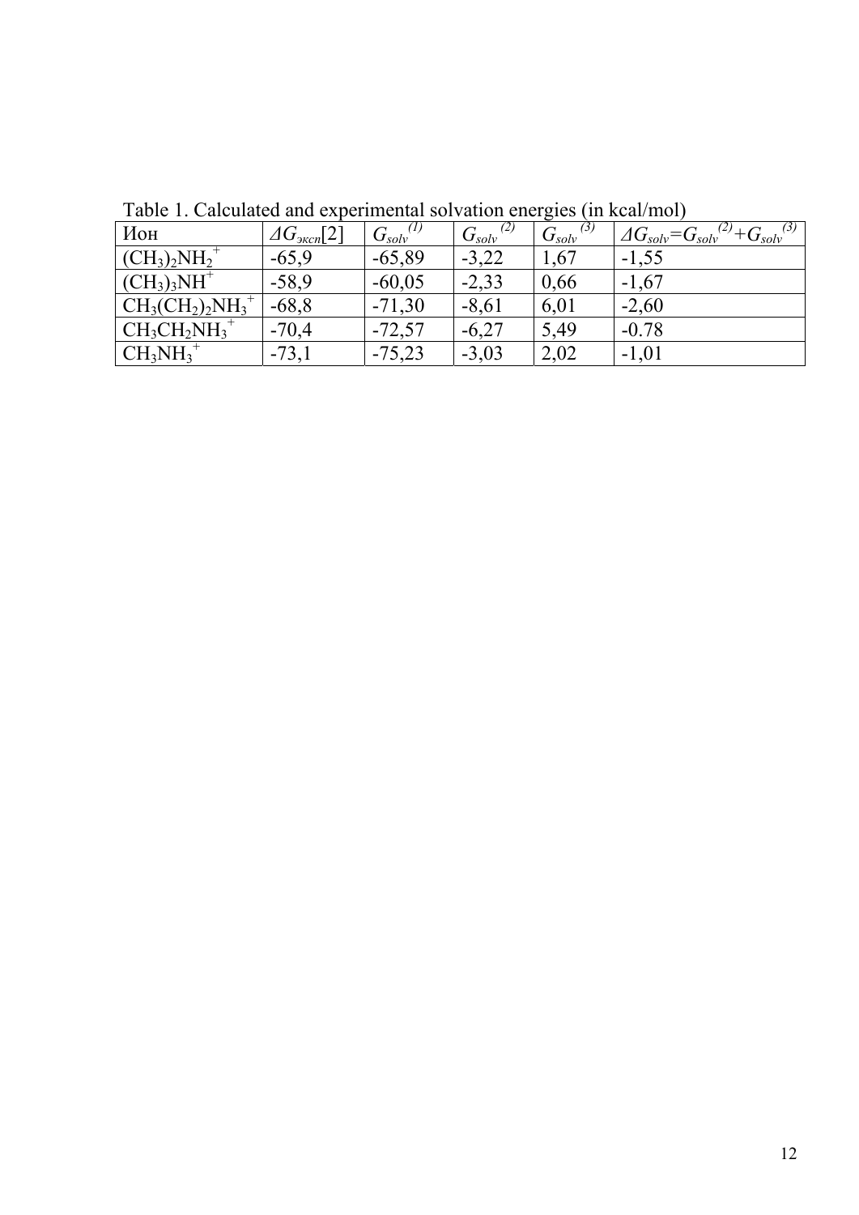Table 1. Calculated and experimental solvation energies (in kcal/mol)

| Ион | $\Delta G_{эксп}$[2] | $G_{solv}^{(1)}$ | $G_{solv}^{(2)}$ | $G_{solv}^{(3)}$ | $\Delta G_{solv}=G_{solv}^{(2)}+G_{solv}^{(3)}$ |
|---|---|---|---|---|---|
| $(CH_3)_2NH_2^+$ | -65,9 | -65,89 | -3,22 | 1,67 | -1,55 |
| $(CH_3)_3NH^+$ | -58,9 | -60,05 | -2,33 | 0,66 | -1,67 |
| $CH_3(CH_2)_2NH_3^+$ | -68,8 | -71,30 | -8,61 | 6,01 | -2,60 |
| $CH_3CH_2NH_3^+$ | -70,4 | -72,57 | -6,27 | 5,49 | -0.78 |
| $CH_3NH_3^+$ | -73,1 | -75,23 | -3,03 | 2,02 | -1,01 |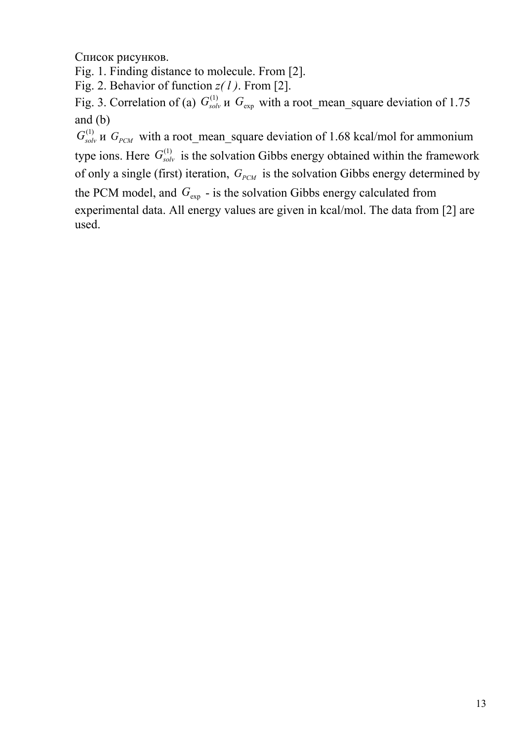Список рисунков.

Fig. 1. Finding distance to molecule. From [2].

Fig. 2. Behavior of function *z( l )*. From [2].

Fig. 3. Correlation of (a) $G_{solv}^{(1)}$ и $G_{\exp}$ with a root_mean_square deviation of 1.75 and (b) $G_{solv}^{(1)}$ и $G_{PCM}$ with a root_mean_square deviation of 1.68 kcal/mol for ammonium type ions. Here $G_{solv}^{(1)}$ is the solvation Gibbs energy obtained within the framework of only a single (first) iteration, $G_{PCM}$ is the solvation Gibbs energy determined by the PCM model, and $G_{\exp}$ - is the solvation Gibbs energy calculated from experimental data. All energy values are given in kcal/mol. The data from [2] are used.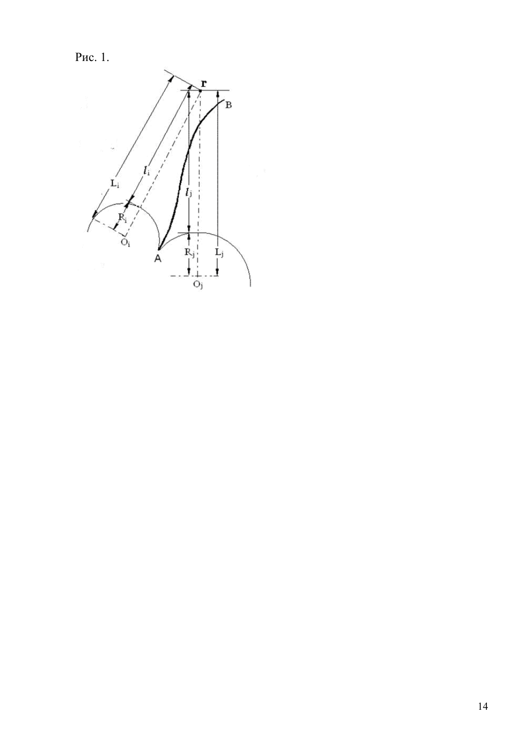Рис. 1.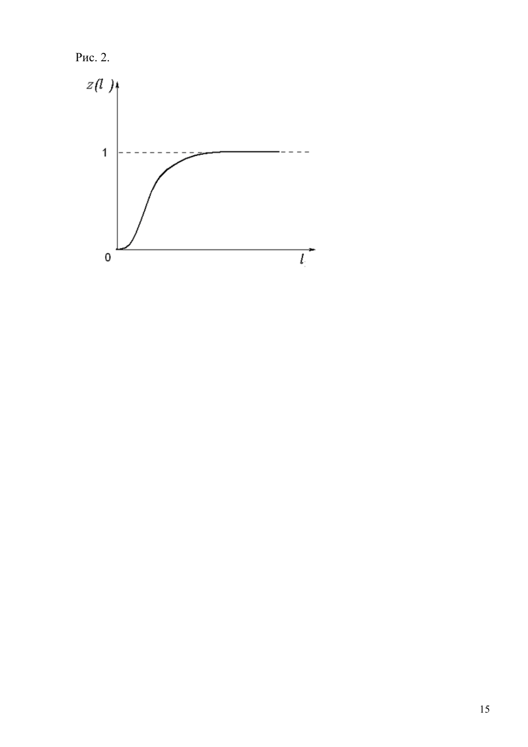Рис. 2.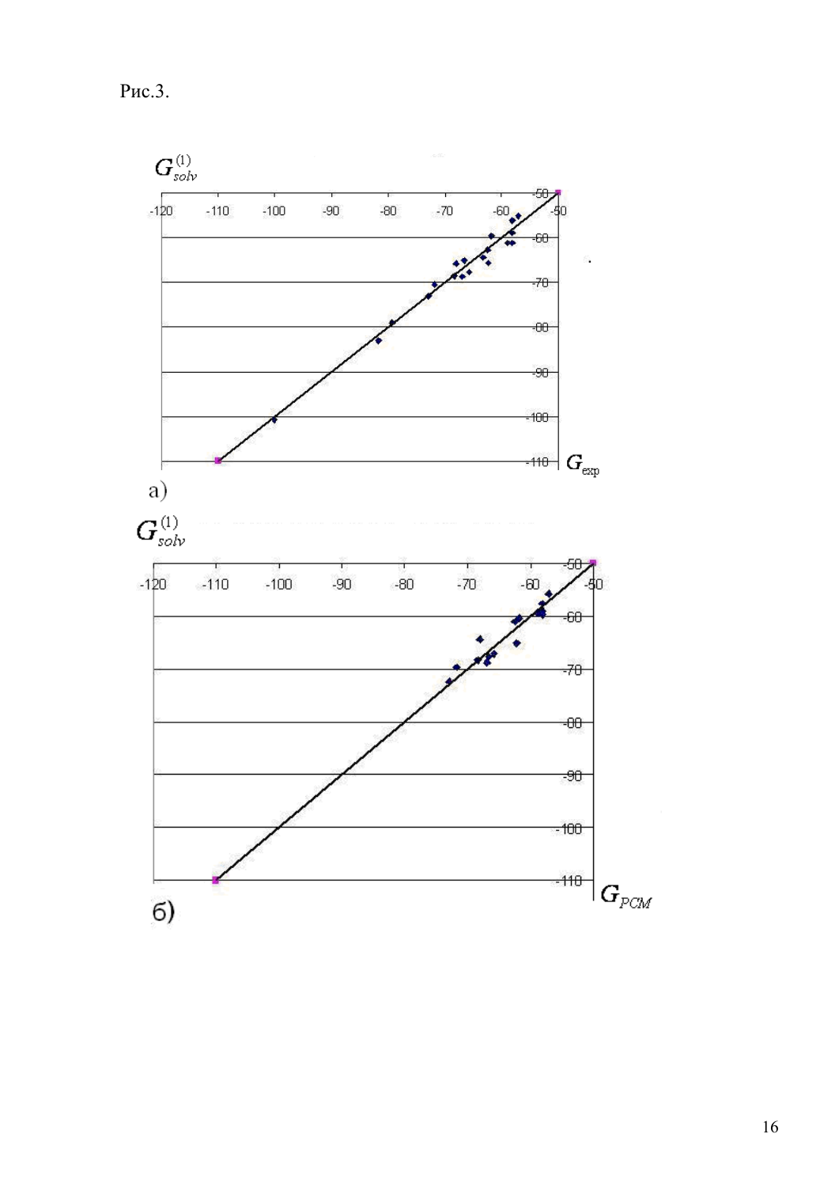Рис.3.

$G_{solv}^{(1)}$

$G_{exp}$

а)

$G_{solv}^{(1)}$

$G_{PCM}$

б)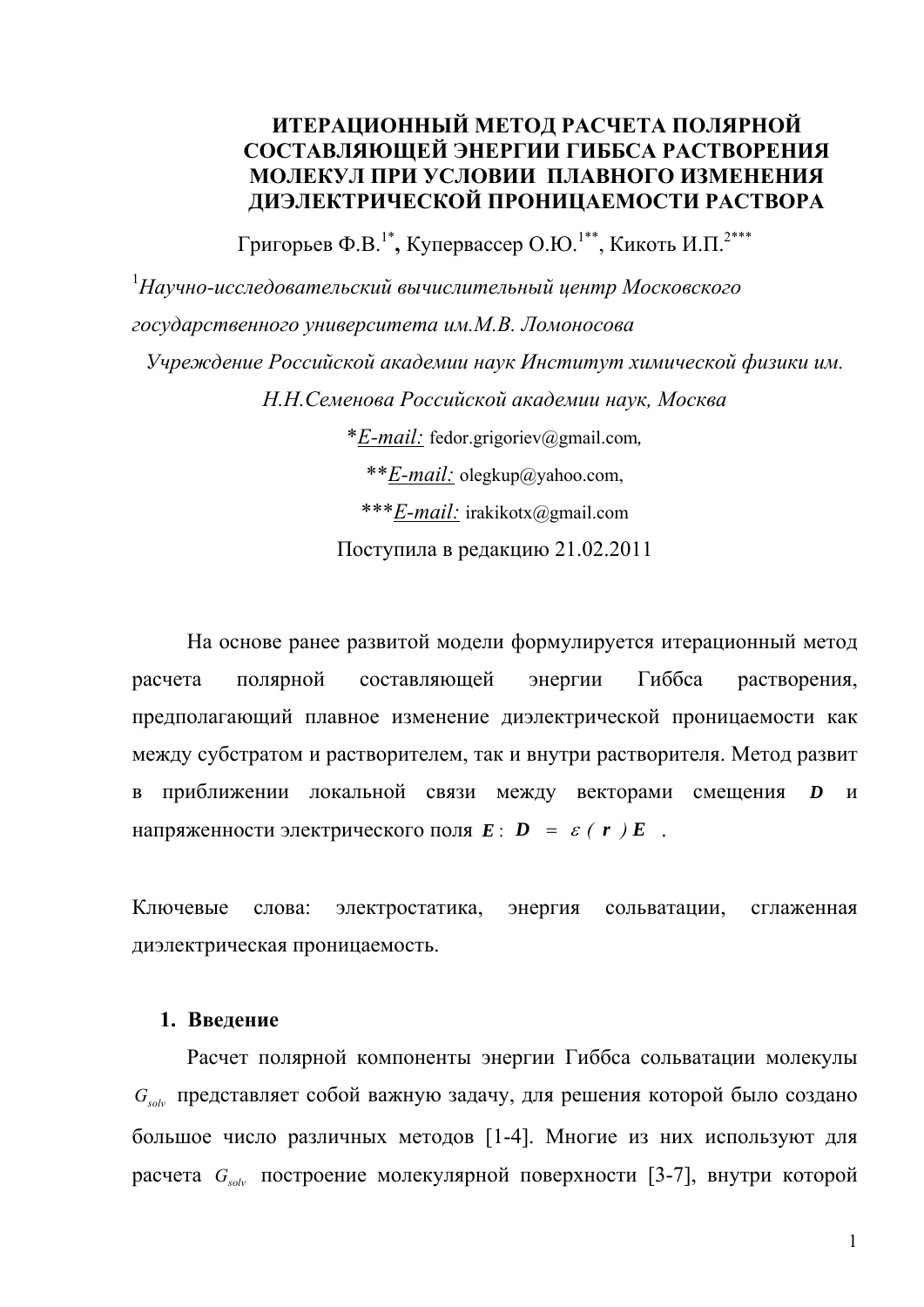# ИТЕРАЦИОННЫЙ МЕТОД РАСЧЕТА ПОЛЯРНОЙ СОСТАВЛЯЮЩЕЙ ЭНЕРГИИ ГИББСА РАСТВОРЕНИЯ МОЛЕКУЛ ПРИ УСЛОВИИ ПЛАВНОГО ИЗМЕНЕНИЯ ДИЭЛЕКТРИЧЕСКОЙ ПРОНИЦАЕМОСТИ РАСТВОРА

Григорьев Ф.В.[1*], Купервассер О.Ю.[1**], Кикоть И.П.[2***]

[1]*Научно-исследовательский вычислительный центр Московского государственного университета им.М.В. Ломоносова*

*Учреждение Российской академии наук Институт химической физики им. Н.Н.Семенова Российской академии наук, Москва*

**E-mail:* fedor.grigoriev@gmail.com,

***E-mail:* olegkup@yahoo.com,

****E-mail:* irakikotx@gmail.com

Поступила в редакцию 21.02.2011

На основе ранее развитой модели формулируется итерационный метод расчета полярной составляющей энергии Гиббса растворения, предполагающий плавное изменение диэлектрической проницаемости как между субстратом и растворителем, так и внутри растворителя. Метод развит в приближении локальной связи между векторами смещения $\boldsymbol{D}$ и напряженности электрического поля $\boldsymbol{E}$: $\boldsymbol{D} = \varepsilon(\boldsymbol{r})\boldsymbol{E}$ .

Ключевые слова: электростатика, энергия сольватации, сглаженная диэлектрическая проницаемость.

## 1. Введение

Расчет полярной компоненты энергии Гиббса сольватации молекулы $G_{solv}$ представляет собой важную задачу, для решения которой было создано большое число различных методов [1-4]. Многие из них используют для расчета $G_{solv}$ построение молекулярной поверхности [3-7], внутри которой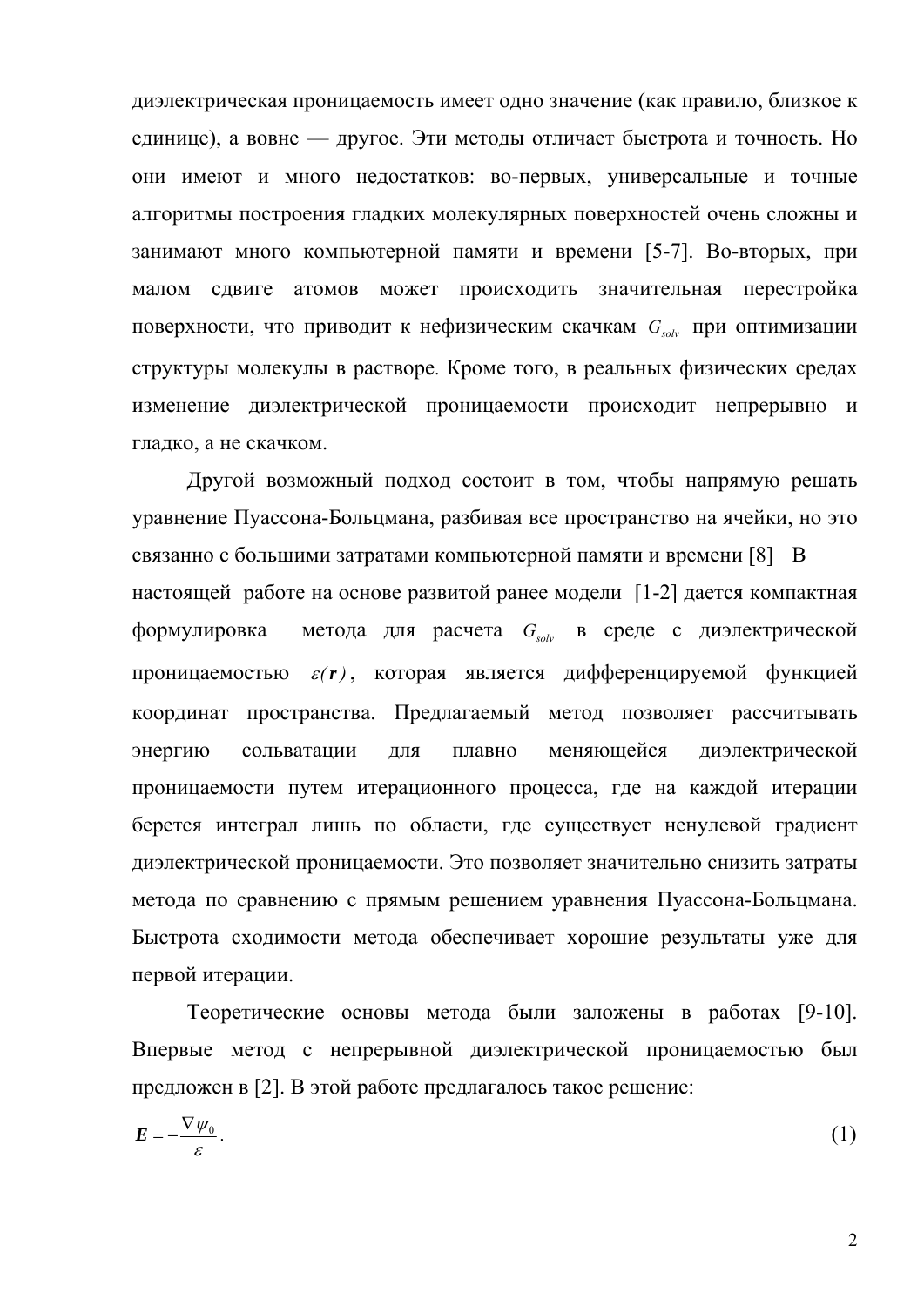диэлектрическая проницаемость имеет одно значение (как правило, близкое к единице), а вовне — другое. Эти методы отличает быстрота и точность. Но они имеют и много недостатков: во-первых, универсальные и точные алгоритмы построения гладких молекулярных поверхностей очень сложны и занимают много компьютерной памяти и времени [5-7]. Во-вторых, при малом сдвиге атомов может происходить значительная перестройка поверхности, что приводит к нефизическим скачкам $G_{solv}$ при оптимизации структуры молекулы в растворе. Кроме того, в реальных физических средах изменение диэлектрической проницаемости происходит непрерывно и гладко, а не скачком.

Другой возможный подход состоит в том, чтобы напрямую решать уравнение Пуассона-Больцмана, разбивая все пространство на ячейки, но это связанно с большими затратами компьютерной памяти и времени [8] В настоящей работе на основе развитой ранее модели [1-2] дается компактная формулировка метода для расчета $G_{solv}$ в среде с диэлектрической проницаемостью $\varepsilon(\boldsymbol{r})$, которая является дифференцируемой функцией координат пространства. Предлагаемый метод позволяет рассчитывать энергию сольватации для плавно меняющейся диэлектрической проницаемости путем итерационного процесса, где на каждой итерации берется интеграл лишь по области, где существует ненулевой градиент диэлектрической проницаемости. Это позволяет значительно снизить затраты метода по сравнению с прямым решением уравнения Пуассона-Больцмана. Быстрота сходимости метода обеспечивает хорошие результаты уже для первой итерации.

Теоретические основы метода были заложены в работах [9-10]. Впервые метод с непрерывной диэлектрической проницаемостью был предложен в [2]. В этой работе предлагалось такое решение:

$$\boldsymbol{E} = -\frac{\nabla\psi_0}{\varepsilon}. \tag{1}$$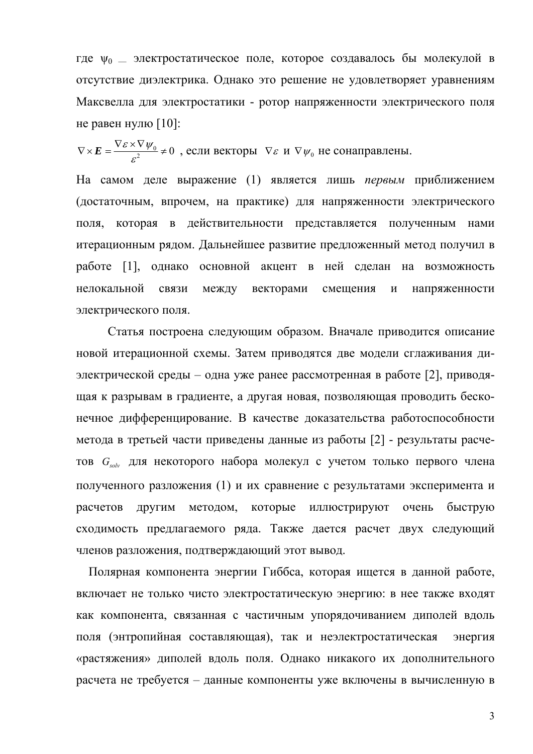где $\psi_0$ — электростатическое поле, которое создавалось бы молекулой в отсутствие диэлектрика. Однако это решение не удовлетворяет уравнениям Максвелла для электростатики - ротор напряженности электрического поля не равен нулю [10]:

$\nabla \times \boldsymbol{E} = \dfrac{\nabla \varepsilon \times \nabla \psi_0}{\varepsilon^2} \neq 0$ , если векторы $\nabla \varepsilon$ и $\nabla \psi_0$ не сонаправлены.

На самом деле выражение (1) является лишь *первым* приближением (достаточным, впрочем, на практике) для напряженности электрического поля, которая в действительности представляется полученным нами итерационным рядом. Дальнейшее развитие предложенный метод получил в работе [1], однако основной акцент в ней сделан на возможность нелокальной связи между векторами смещения и напряженности электрического поля.

Статья построена следующим образом. Вначале приводится описание новой итерационной схемы. Затем приводятся две модели сглаживания диэлектрической среды – одна уже ранее рассмотренная в работе [2], приводящая к разрывам в градиенте, а другая новая, позволяющая проводить бесконечное дифференцирование. В качестве доказательства работоспособности метода в третьей части приведены данные из работы [2] - результаты расчетов $G_{solv}$ для некоторого набора молекул с учетом только первого члена полученного разложения (1) и их сравнение с результатами эксперимента и расчетов другим методом, которые иллюстрируют очень быструю сходимость предлагаемого ряда. Также дается расчет двух следующий членов разложения, подтверждающий этот вывод.

Полярная компонента энергии Гиббса, которая ищется в данной работе, включает не только чисто электростатическую энергию: в нее также входят как компонента, связанная с частичным упорядочиванием диполей вдоль поля (энтропийная составляющая), так и неэлектростатическая энергия «растяжения» диполей вдоль поля. Однако никакого их дополнительного расчета не требуется – данные компоненты уже включены в вычисленную в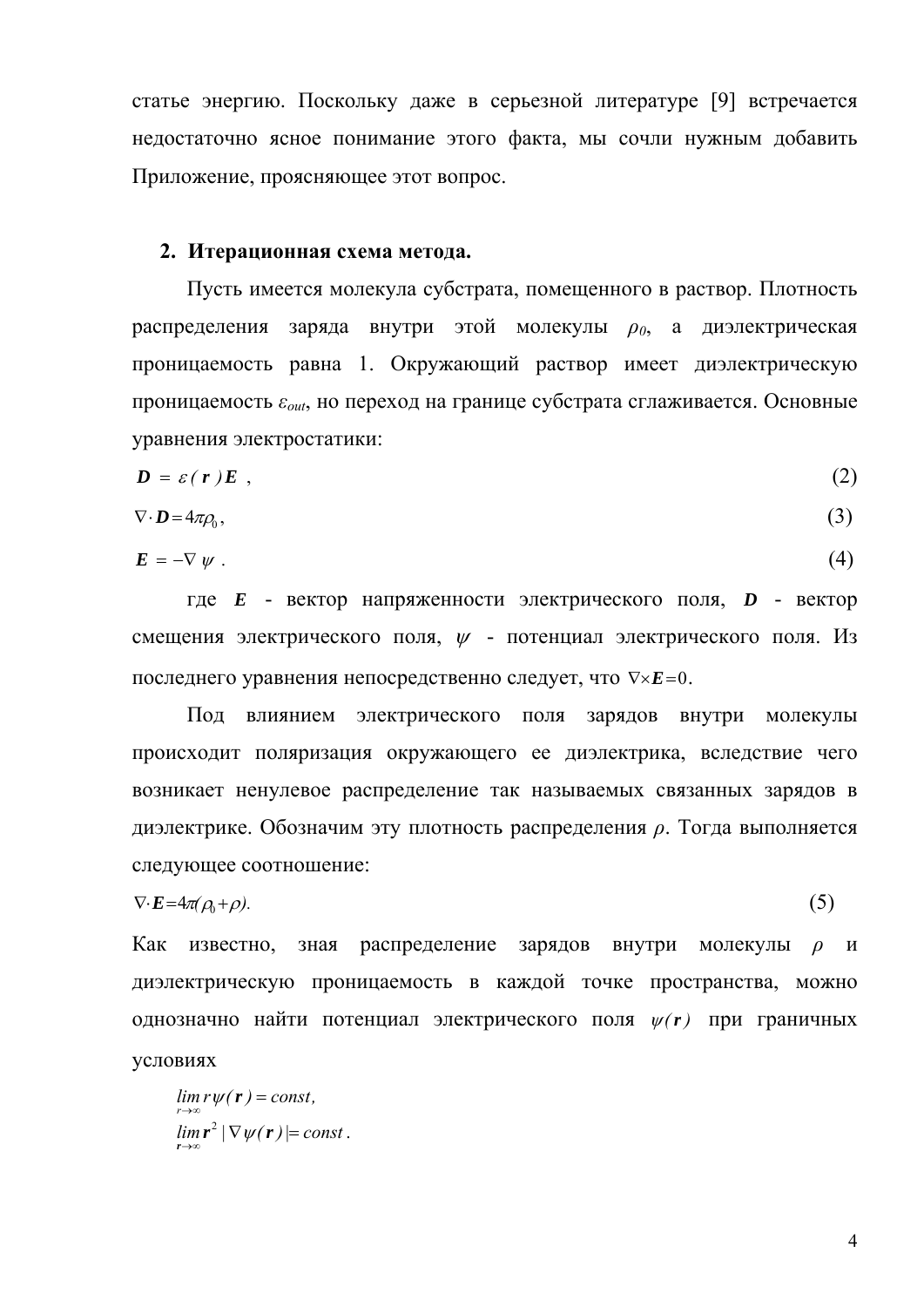статье энергию. Поскольку даже в серьезной литературе [9] встречается недостаточно ясное понимание этого факта, мы сочли нужным добавить Приложение, проясняющее этот вопрос.

## 2. Итерационная схема метода.

Пусть имеется молекула субстрата, помещенного в раствор. Плотность распределения заряда внутри этой молекулы $\rho_0$, а диэлектрическая проницаемость равна 1. Окружающий раствор имеет диэлектрическую проницаемость $\varepsilon_{out}$, но переход на границе субстрата сглаживается. Основные уравнения электростатики:

$$\boldsymbol{D} = \varepsilon(\mathbf{r})\boldsymbol{E}\ , \tag{2}$$

$$\nabla\cdot\boldsymbol{D} = 4\pi\rho_0, \tag{3}$$

$$\boldsymbol{E} = -\nabla\,\psi\ . \tag{4}$$

где $\boldsymbol{E}$ - вектор напряженности электрического поля, $\boldsymbol{D}$ - вектор смещения электрического поля, $\psi$ - потенциал электрического поля. Из последнего уравнения непосредственно следует, что $\nabla\times\boldsymbol{E} = 0$.

Под влиянием электрического поля зарядов внутри молекулы происходит поляризация окружающего ее диэлектрика, вследствие чего возникает ненулевое распределение так называемых связанных зарядов в диэлектрике. Обозначим эту плотность распределения $\rho$. Тогда выполняется следующее соотношение:

$$\nabla\cdot\boldsymbol{E} = 4\pi(\rho_0 + \rho). \tag{5}$$

Как известно, зная распределение зарядов внутри молекулы $\rho$ и диэлектрическую проницаемость в каждой точке пространства, можно однозначно найти потенциал электрического поля $\psi(\mathbf{r})$ при граничных условиях

$$\lim_{r\to\infty} r\psi(\mathbf{r}) = const,$$

$$\lim_{\mathbf{r}\to\infty} \mathbf{r}^2\,|\nabla\,\psi(\mathbf{r})| = const\,.$$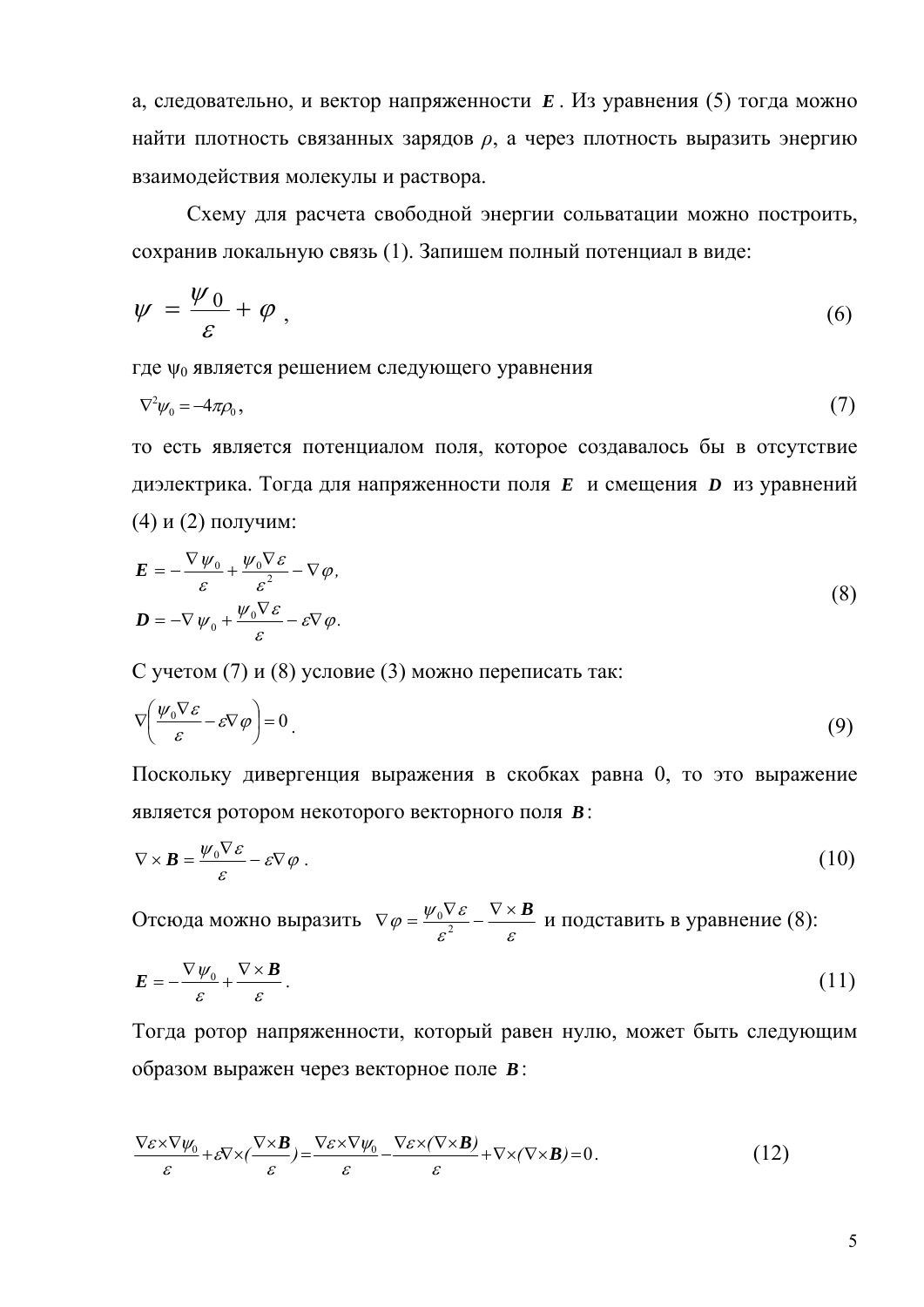а, следовательно, и вектор напряженности $\boldsymbol{E}$. Из уравнения (5) тогда можно найти плотность связанных зарядов $\rho$, а через плотность выразить энергию взаимодействия молекулы и раствора.

Схему для расчета свободной энергии сольватации можно построить, сохранив локальную связь (1). Запишем полный потенциал в виде:

$$\psi = \frac{\psi_0}{\varepsilon} + \varphi , \tag{6}$$

где $\psi_0$ является решением следующего уравнения

$$\nabla^2 \psi_0 = -4\pi\rho_0 , \tag{7}$$

то есть является потенциалом поля, которое создавалось бы в отсутствие диэлектрика. Тогда для напряженности поля $\boldsymbol{E}$ и смещения $\boldsymbol{D}$ из уравнений (4) и (2) получим:

$$\begin{aligned} \boldsymbol{E} &= -\frac{\nabla \psi_0}{\varepsilon} + \frac{\psi_0 \nabla \varepsilon}{\varepsilon^2} - \nabla \varphi, \\ \boldsymbol{D} &= -\nabla \psi_0 + \frac{\psi_0 \nabla \varepsilon}{\varepsilon} - \varepsilon \nabla \varphi. \end{aligned} \tag{8}$$

С учетом (7) и (8) условие (3) можно переписать так:

$$\nabla \left( \frac{\psi_0 \nabla \varepsilon}{\varepsilon} - \varepsilon \nabla \varphi \right) = 0 . \tag{9}$$

Поскольку дивергенция выражения в скобках равна 0, то это выражение является ротором некоторого векторного поля $\boldsymbol{B}$:

$$\nabla \times \boldsymbol{B} = \frac{\psi_0 \nabla \varepsilon}{\varepsilon} - \varepsilon \nabla \varphi . \tag{10}$$

Отсюда можно выразить $\nabla \varphi = \frac{\psi_0 \nabla \varepsilon}{\varepsilon^2} - \frac{\nabla \times \boldsymbol{B}}{\varepsilon}$ и подставить в уравнение (8):

$$\boldsymbol{E} = -\frac{\nabla \psi_0}{\varepsilon} + \frac{\nabla \times \boldsymbol{B}}{\varepsilon} . \tag{11}$$

Тогда ротор напряженности, который равен нулю, может быть следующим образом выражен через векторное поле $\boldsymbol{B}$:

$$\frac{\nabla\varepsilon \times \nabla\psi_0}{\varepsilon} + \varepsilon \nabla \times \left( \frac{\nabla \times \boldsymbol{B}}{\varepsilon} \right) = \frac{\nabla\varepsilon \times \nabla\psi_0}{\varepsilon} - \frac{\nabla\varepsilon \times (\nabla \times \boldsymbol{B})}{\varepsilon} + \nabla \times (\nabla \times \boldsymbol{B}) = 0 . \tag{12}$$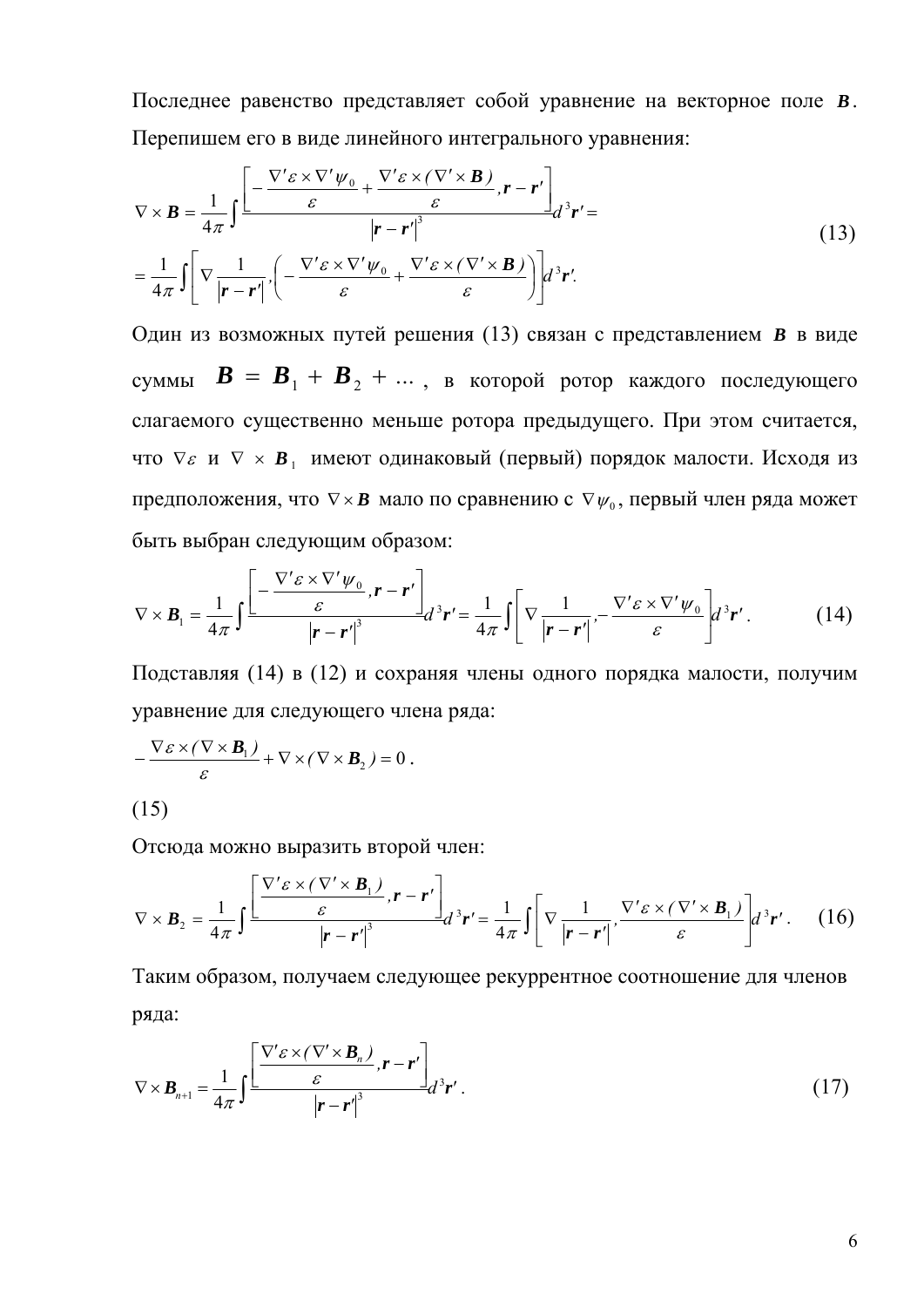Последнее равенство представляет собой уравнение на векторное поле $\boldsymbol{B}$. Перепишем его в виде линейного интегрального уравнения:

$$
\begin{aligned}
\nabla \times \boldsymbol{B} &= \frac{1}{4\pi}\int \frac{\left[ -\dfrac{\nabla'\varepsilon \times \nabla'\psi_0}{\varepsilon} + \dfrac{\nabla'\varepsilon \times (\nabla' \times \boldsymbol{B})}{\varepsilon}, \boldsymbol{r} - \boldsymbol{r}' \right]}{|\boldsymbol{r} - \boldsymbol{r}'|^3} d^3\boldsymbol{r}' = \\
&= \frac{1}{4\pi}\int \left[ \nabla \frac{1}{|\boldsymbol{r} - \boldsymbol{r}'|}, \left( -\frac{\nabla'\varepsilon \times \nabla'\psi_0}{\varepsilon} + \frac{\nabla'\varepsilon \times (\nabla' \times \boldsymbol{B})}{\varepsilon} \right) \right] d^3\boldsymbol{r}'.
\end{aligned}
\tag{13}
$$

Один из возможных путей решения (13) связан с представлением $\boldsymbol{B}$ в виде суммы $\boldsymbol{B} = \boldsymbol{B}_1 + \boldsymbol{B}_2 + \ldots$, в которой ротор каждого последующего слагаемого существенно меньше ротора предыдущего. При этом считается, что $\nabla\varepsilon$ и $\nabla \times \boldsymbol{B}_1$ имеют одинаковый (первый) порядок малости. Исходя из предположения, что $\nabla \times \boldsymbol{B}$ мало по сравнению с $\nabla\psi_0$, первый член ряда может быть выбран следующим образом:

$$
\nabla \times \boldsymbol{B}_1 = \frac{1}{4\pi}\int \frac{\left[ -\dfrac{\nabla'\varepsilon \times \nabla'\psi_0}{\varepsilon}, \boldsymbol{r} - \boldsymbol{r}' \right]}{|\boldsymbol{r} - \boldsymbol{r}'|^3} d^3\boldsymbol{r}' = \frac{1}{4\pi}\int \left[ \nabla \frac{1}{|\boldsymbol{r} - \boldsymbol{r}'|}, -\frac{\nabla'\varepsilon \times \nabla'\psi_0}{\varepsilon} \right] d^3\boldsymbol{r}'. \tag{14}
$$

Подставляя (14) в (12) и сохраняя члены одного порядка малости, получим уравнение для следующего члена ряда:

$$
-\frac{\nabla\varepsilon \times (\nabla \times \boldsymbol{B}_1)}{\varepsilon} + \nabla \times (\nabla \times \boldsymbol{B}_2) = 0. \tag{15}
$$

Отсюда можно выразить второй член:

$$
\nabla \times \boldsymbol{B}_2 = \frac{1}{4\pi}\int \frac{\left[ \dfrac{\nabla'\varepsilon \times (\nabla' \times \boldsymbol{B}_1)}{\varepsilon}, \boldsymbol{r} - \boldsymbol{r}' \right]}{|\boldsymbol{r} - \boldsymbol{r}'|^3} d^3\boldsymbol{r}' = \frac{1}{4\pi}\int \left[ \nabla \frac{1}{|\boldsymbol{r} - \boldsymbol{r}'|}, \frac{\nabla'\varepsilon \times (\nabla' \times \boldsymbol{B}_1)}{\varepsilon} \right] d^3\boldsymbol{r}'. \tag{16}
$$

Таким образом, получаем следующее рекуррентное соотношение для членов ряда:

$$
\nabla \times \boldsymbol{B}_{n+1} = \frac{1}{4\pi}\int \frac{\left[ \dfrac{\nabla'\varepsilon \times (\nabla' \times \boldsymbol{B}_n)}{\varepsilon}, \boldsymbol{r} - \boldsymbol{r}' \right]}{|\boldsymbol{r} - \boldsymbol{r}'|^3} d^3\boldsymbol{r}'. \tag{17}
$$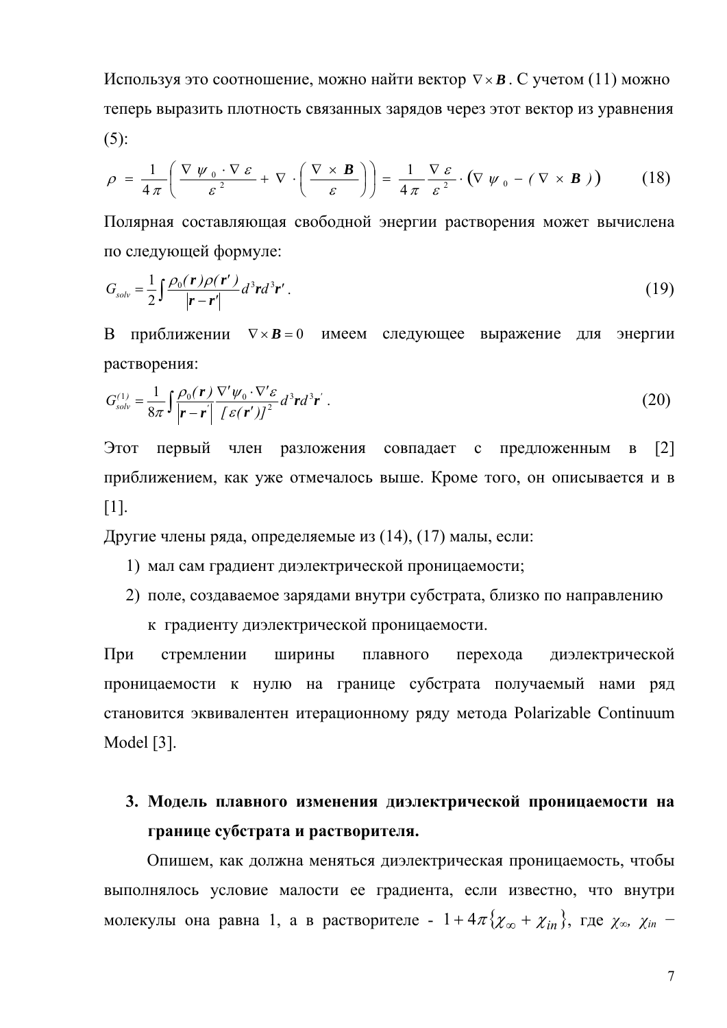Используя это соотношение, можно найти вектор $\nabla \times \boldsymbol{B}$. С учетом (11) можно теперь выразить плотность связанных зарядов через этот вектор из уравнения (5):

$$\rho = \frac{1}{4\pi}\left(\frac{\nabla\psi_0 \cdot \nabla\varepsilon}{\varepsilon^2} + \nabla\cdot\left(\frac{\nabla\times\boldsymbol{B}}{\varepsilon}\right)\right) = \frac{1}{4\pi}\frac{\nabla\varepsilon}{\varepsilon^2}\cdot\left(\nabla\psi_0 - (\nabla\times\boldsymbol{B})\right) \qquad (18)$$

Полярная составляющая свободной энергии растворения может вычислена по следующей формуле:

$$G_{solv} = \frac{1}{2}\int \frac{\rho_0(\boldsymbol{r})\rho(\boldsymbol{r}')}{|\boldsymbol{r}-\boldsymbol{r}'|} d^3\boldsymbol{r} d^3\boldsymbol{r}' . \qquad (19)$$

В приближении $\nabla \times \boldsymbol{B} = 0$ имеем следующее выражение для энергии растворения:

$$G_{solv}^{(1)} = \frac{1}{8\pi}\int \frac{\rho_0(\boldsymbol{r})}{|\boldsymbol{r}-\boldsymbol{r}'|}\frac{\nabla'\psi_0 \cdot \nabla'\varepsilon}{[\varepsilon(\boldsymbol{r}')]^2} d^3\boldsymbol{r} d^3\boldsymbol{r}' . \qquad (20)$$

Этот первый член разложения совпадает с предложенным в [2] приближением, как уже отмечалось выше. Кроме того, он описывается и в [1].

Другие члены ряда, определяемые из (14), (17) малы, если:

1) мал сам градиент диэлектрической проницаемости;
2) поле, создаваемое зарядами внутри субстрата, близко по направлению к градиенту диэлектрической проницаемости.

При стремлении ширины плавного перехода диэлектрической проницаемости к нулю на границе субстрата получаемый нами ряд становится эквивалентен итерационному ряду метода Polarizable Continuum Model [3].

## 3. Модель плавного изменения диэлектрической проницаемости на границе субстрата и растворителя.

Опишем, как должна меняться диэлектрическая проницаемость, чтобы выполнялось условие малости ее градиента, если известно, что внутри молекулы она равна 1, а в растворителе - $1 + 4\pi\{\chi_\infty + \chi_{in}\}$, где $\chi_\infty$, $\chi_{in}$ –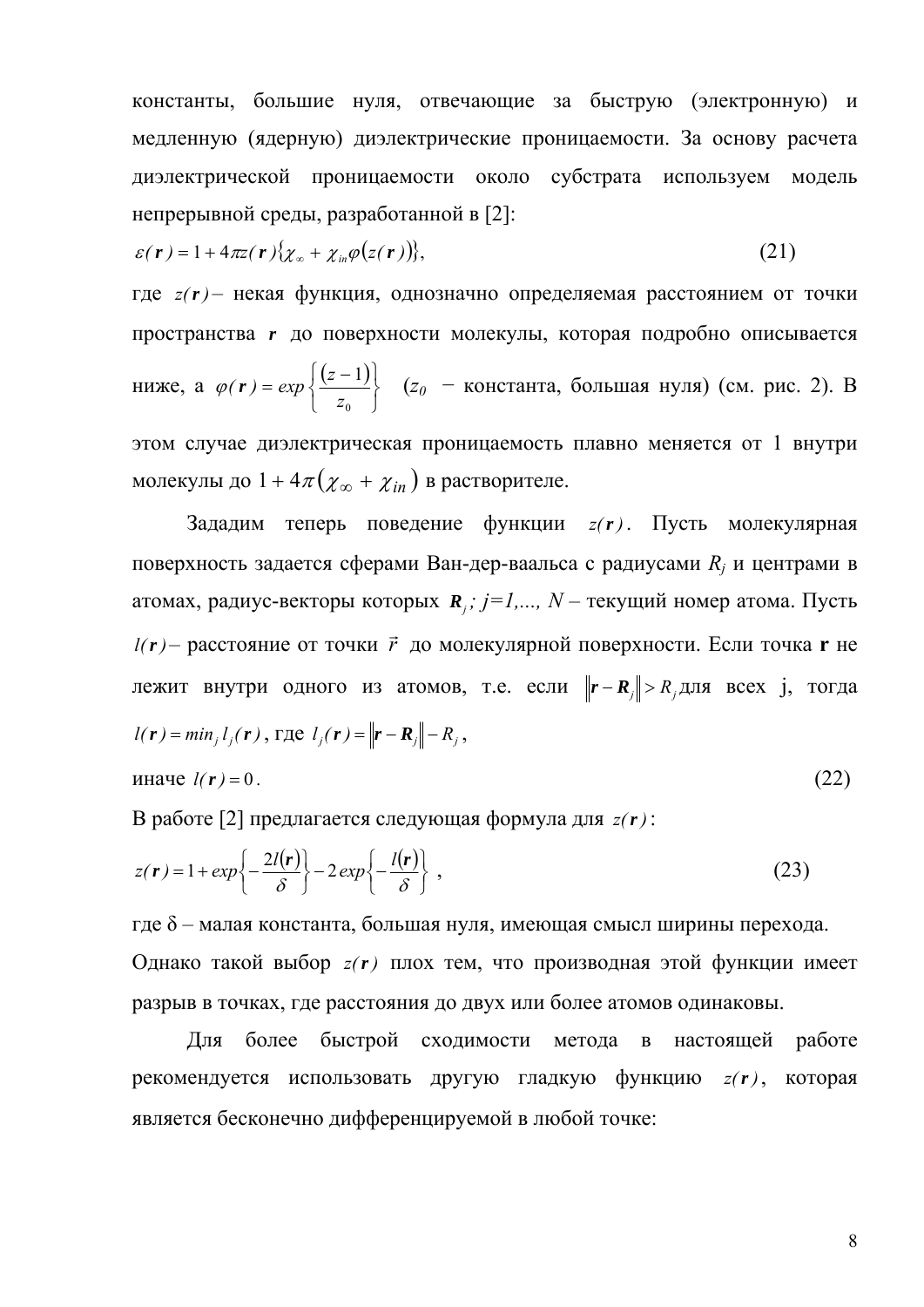константы, большие нуля, отвечающие за быструю (электронную) и медленную (ядерную) диэлектрические проницаемости. За основу расчета диэлектрической проницаемости около субстрата используем модель непрерывной среды, разработанной в [2]:

$$\varepsilon(\mathbf{r}) = 1 + 4\pi z(\mathbf{r})\{\chi_\infty + \chi_{in}\varphi(z(\mathbf{r}))\}, \tag{21}$$

где $z(\mathbf{r})$ – некая функция, однозначно определяемая расстоянием от точки пространства $\mathbf{r}$ до поверхности молекулы, которая подробно описывается ниже, а $\varphi(\mathbf{r}) = exp\left\{\frac{(z-1)}{z_0}\right\}$ ($z_0$ – константа, большая нуля) (см. рис. 2). В этом случае диэлектрическая проницаемость плавно меняется от 1 внутри молекулы до $1 + 4\pi(\chi_\infty + \chi_{in})$ в растворителе.

Зададим теперь поведение функции $z(\mathbf{r})$. Пусть молекулярная поверхность задается сферами Ван-дер-ваальса с радиусами $R_j$ и центрами в атомах, радиус-векторы которых $\mathbf{R}_j$; $j=1,..., N$ – текущий номер атома. Пусть $l(\mathbf{r})$ – расстояние от точки $\vec{r}$ до молекулярной поверхности. Если точка **r** не лежит внутри одного из атомов, т.е. если $\|\mathbf{r} - \mathbf{R}_j\| > R_j$ для всех j, тогда $l(\mathbf{r}) = min_j\, l_j(\mathbf{r})$, где $l_j(\mathbf{r}) = \|\mathbf{r} - \mathbf{R}_j\| - R_j$,

иначе $l(\mathbf{r}) = 0$. (22)

В работе [2] предлагается следующая формула для $z(\mathbf{r})$:

$$z(\mathbf{r}) = 1 + exp\left\{-\frac{2l(\mathbf{r})}{\delta}\right\} - 2\,exp\left\{-\frac{l(\mathbf{r})}{\delta}\right\}, \tag{23}$$

где δ – малая константа, большая нуля, имеющая смысл ширины перехода. Однако такой выбор $z(\mathbf{r})$ плох тем, что производная этой функции имеет разрыв в точках, где расстояния до двух или более атомов одинаковы.

Для более быстрой сходимости метода в настоящей работе рекомендуется использовать другую гладкую функцию $z(\mathbf{r})$, которая является бесконечно дифференцируемой в любой точке: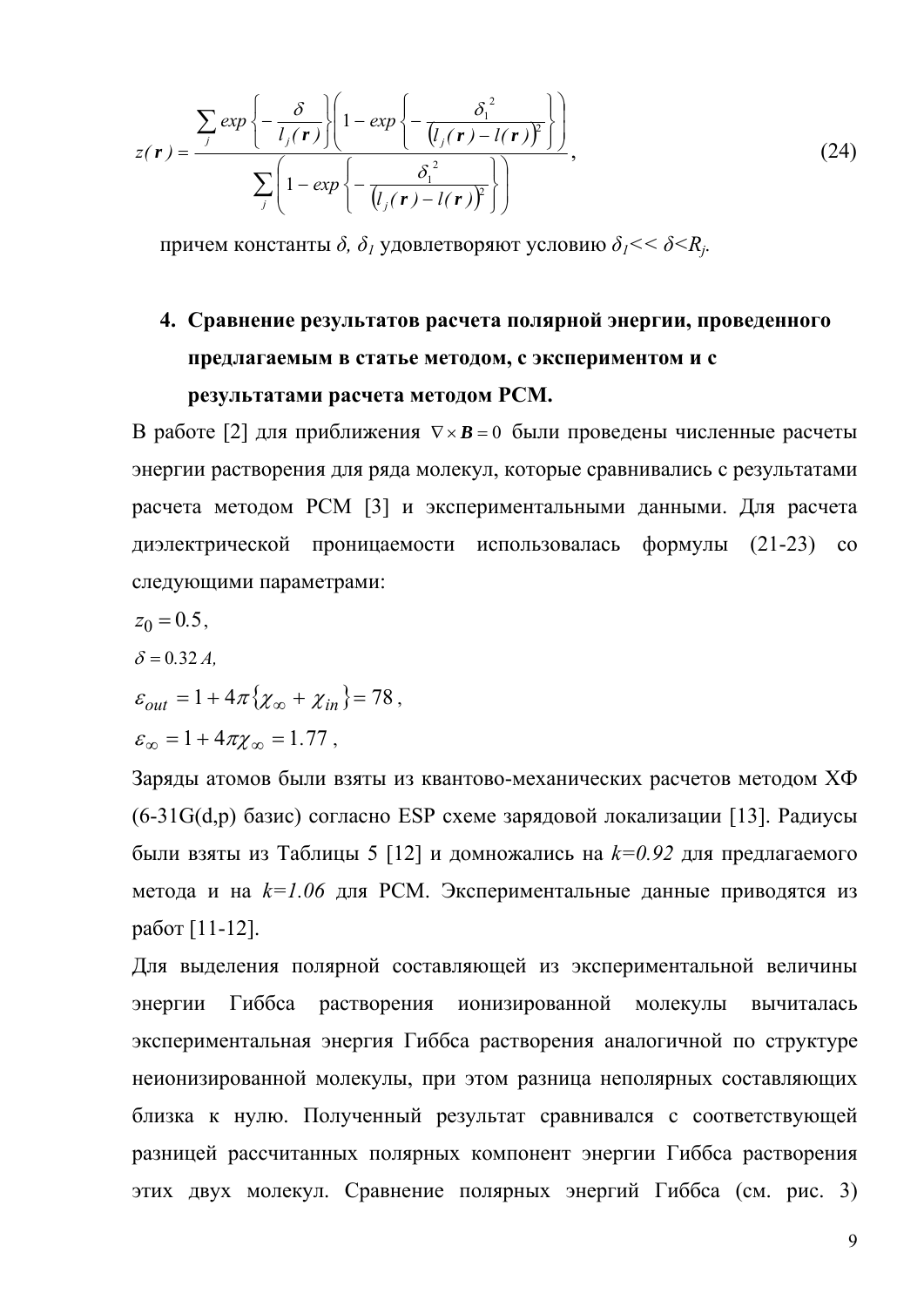$$z(\mathbf{r}) = \frac{\sum_j exp\left\{-\frac{\delta}{l_j(\mathbf{r})}\right\}\left(1 - exp\left\{-\frac{\delta_1^{\,2}}{\left(l_j(\mathbf{r}) - l(\mathbf{r})\right)^2}\right\}\right)}{\sum_j\left(1 - exp\left\{-\frac{\delta_1^{\,2}}{\left(l_j(\mathbf{r}) - l(\mathbf{r})\right)^2}\right\}\right)}, \tag{24}$$

причем константы $\delta$, $\delta_1$ удовлетворяют условию $\delta_1 << \delta < R_j$.

## 4. Сравнение результатов расчета полярной энергии, проведенного предлагаемым в статье методом, с экспериментом и с результатами расчета методом PCM.

В работе [2] для приближения $\nabla \times \boldsymbol{B} = 0$ были проведены численные расчеты энергии растворения для ряда молекул, которые сравнивались с результатами расчета методом PCM [3] и экспериментальными данными. Для расчета диэлектрической проницаемости использовалась формулы (21-23) со следующими параметрами:

$z_0 = 0.5$,

$\delta = 0.32\,A$,

$\varepsilon_{out} = 1 + 4\pi\{\chi_\infty + \chi_{in}\} = 78$,

$\varepsilon_\infty = 1 + 4\pi\chi_\infty = 1.77$,

Заряды атомов были взяты из квантово-механических расчетов методом ХФ (6-31G(d,p) базис) согласно ESP схеме зарядовой локализации [13]. Радиусы были взяты из Таблицы 5 [12] и домножались на $k=0.92$ для предлагаемого метода и на $k=1.06$ для PCM. Экспериментальные данные приводятся из работ [11-12].

Для выделения полярной составляющей из экспериментальной величины энергии Гиббса растворения ионизированной молекулы вычиталась экспериментальная энергия Гиббса растворения аналогичной по структуре неионизированной молекулы, при этом разница неполярных составляющих близка к нулю. Полученный результат сравнивался с соответствующей разницей рассчитанных полярных компонент энергии Гиббса растворения этих двух молекул. Сравнение полярных энергий Гиббса (см. рис. 3)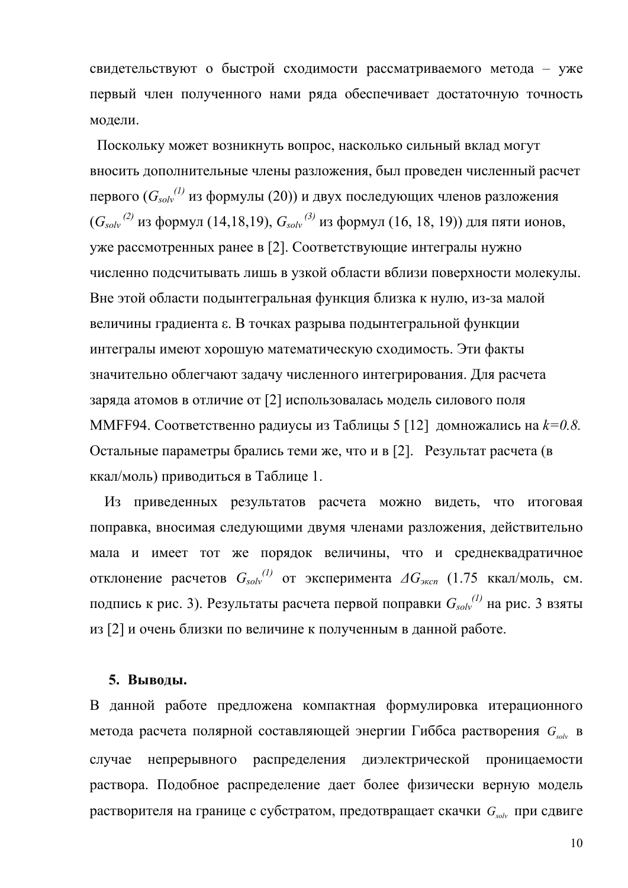свидетельствуют о быстрой сходимости рассматриваемого метода – уже первый член полученного нами ряда обеспечивает достаточную точность модели.

Поскольку может возникнуть вопрос, насколько сильный вклад могут вносить дополнительные члены разложения, был проведен численный расчет первого ($G_{solv}^{(1)}$ из формулы (20)) и двух последующих членов разложения ($G_{solv}^{(2)}$ из формул (14,18,19), $G_{solv}^{(3)}$ из формул (16, 18, 19)) для пяти ионов, уже рассмотренных ранее в [2]. Соответствующие интегралы нужно численно подсчитывать лишь в узкой области вблизи поверхности молекулы. Вне этой области подынтегральная функция близка к нулю, из-за малой величины градиента ε. В точках разрыва подынтегральной функции интегралы имеют хорошую математическую сходимость. Эти факты значительно облегчают задачу численного интегрирования. Для расчета заряда атомов в отличие от [2] использовалась модель силового поля MMFF94. Соответственно радиусы из Таблицы 5 [12] домножались на $k=0.8$. Остальные параметры брались теми же, что и в [2]. Результат расчета (в ккал/моль) приводиться в Таблице 1.

Из приведенных результатов расчета можно видеть, что итоговая поправка, вносимая следующими двумя членами разложения, действительно мала и имеет тот же порядок величины, что и среднеквадратичное отклонение расчетов $G_{solv}^{(1)}$ от эксперимента $\Delta G_{эксп}$ (1.75 ккал/моль, см. подпись к рис. 3). Результаты расчета первой поправки $G_{solv}^{(1)}$ на рис. 3 взяты из [2] и очень близки по величине к полученным в данной работе.

## 5. Выводы.

В данной работе предложена компактная формулировка итерационного метода расчета полярной составляющей энергии Гиббса растворения $G_{solv}$ в случае непрерывного распределения диэлектрической проницаемости раствора. Подобное распределение дает более физически верную модель растворителя на границе с субстратом, предотвращает скачки $G_{solv}$ при сдвиге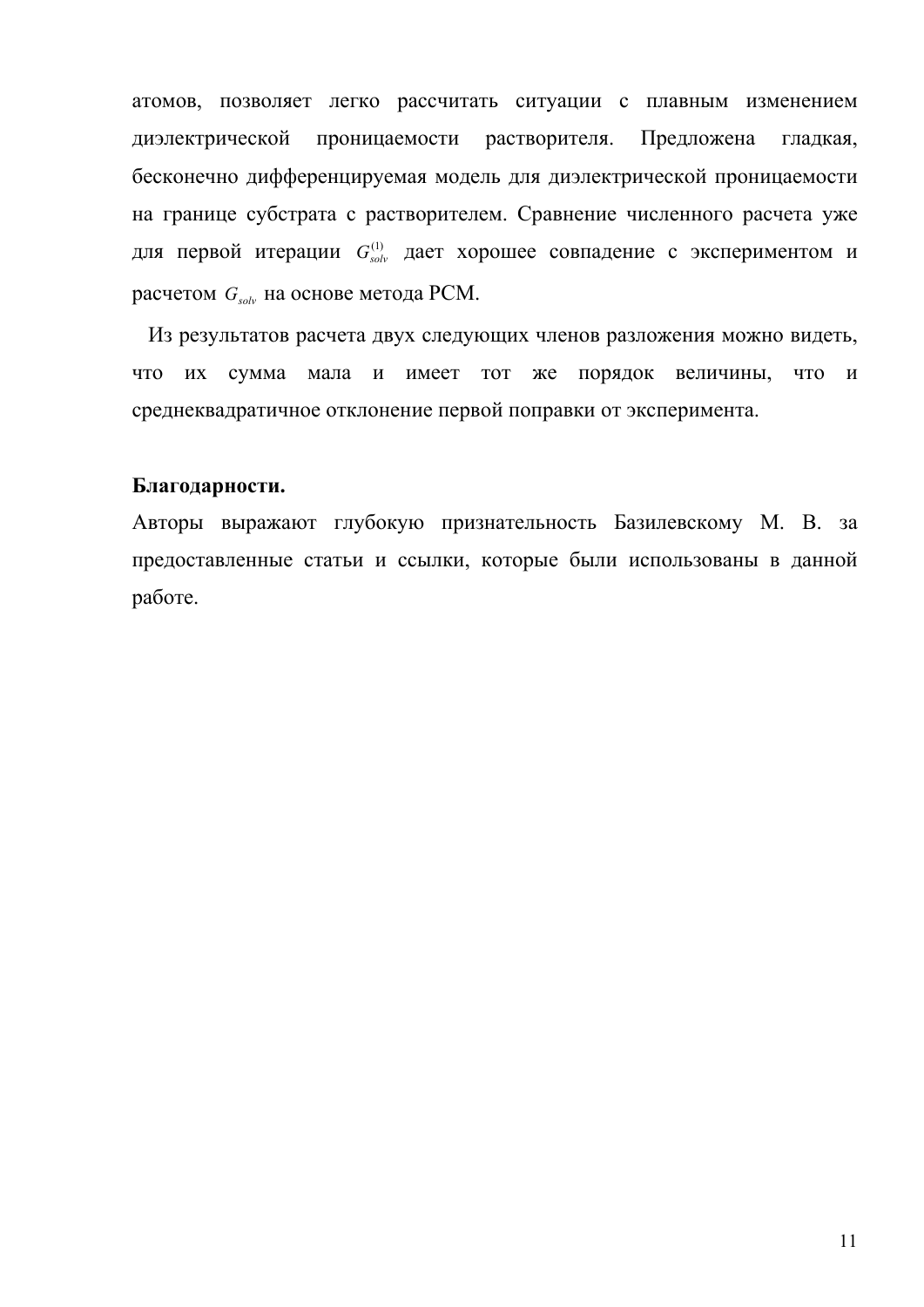атомов, позволяет легко рассчитать ситуации с плавным изменением диэлектрической проницаемости растворителя. Предложена гладкая, бесконечно дифференцируемая модель для диэлектрической проницаемости на границе субстрата с растворителем. Сравнение численного расчета уже для первой итерации $G_{solv}^{(1)}$ дает хорошее совпадение с экспериментом и расчетом $G_{solv}$ на основе метода PCM.

Из результатов расчета двух следующих членов разложения можно видеть, что их сумма мала и имеет тот же порядок величины, что и среднеквадратичное отклонение первой поправки от эксперимента.

**Благодарности.**

Авторы выражают глубокую признательность Базилевскому М. В. за предоставленные статьи и ссылки, которые были использованы в данной работе.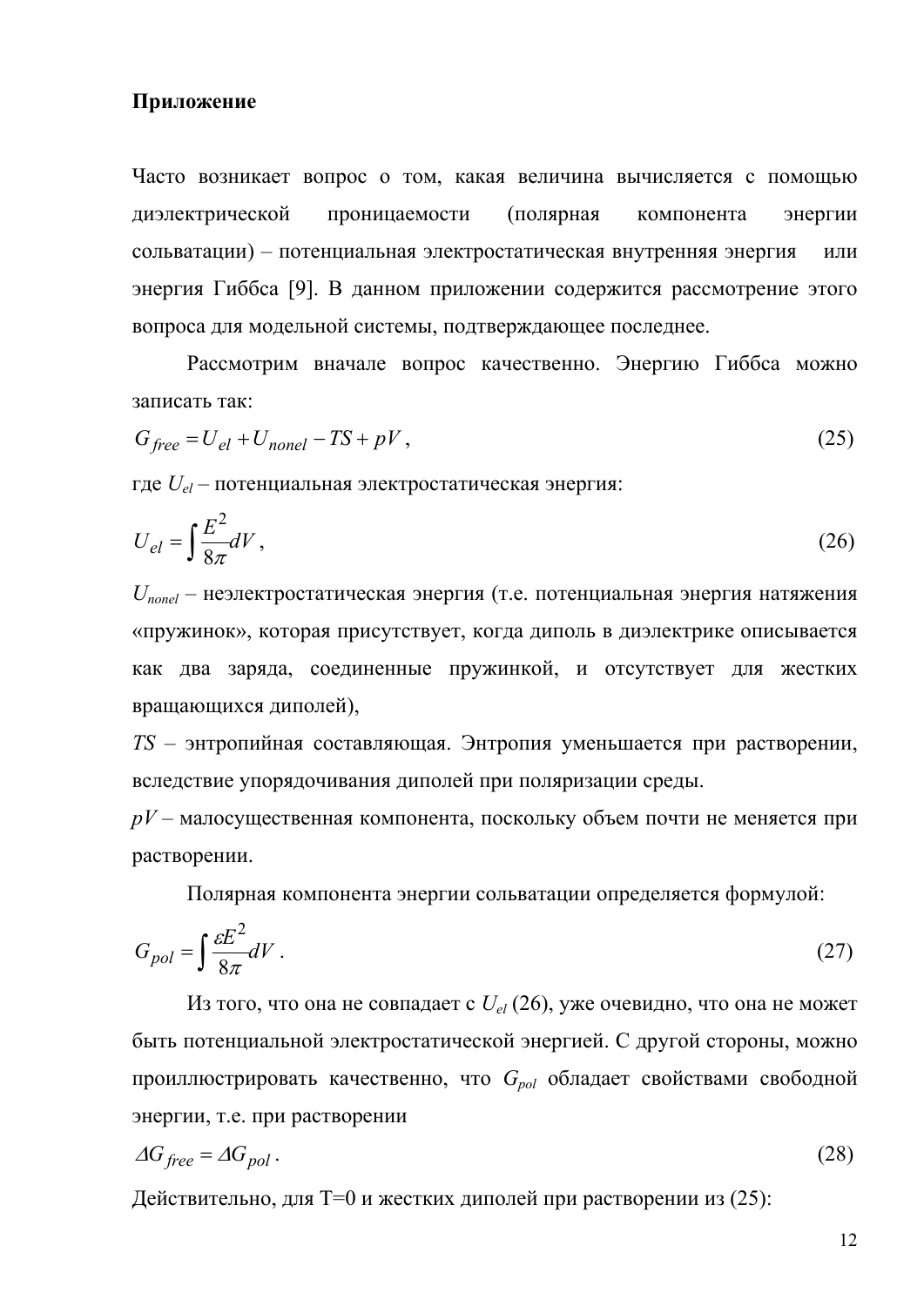**Приложение**

Часто возникает вопрос о том, какая величина вычисляется с помощью диэлектрической проницаемости (полярная компонента энергии сольватации) – потенциальная электростатическая внутренняя энергия или энергия Гиббса [9]. В данном приложении содержится рассмотрение этого вопроса для модельной системы, подтверждающее последнее.

Рассмотрим вначале вопрос качественно. Энергию Гиббса можно записать так:

$$G_{free} = U_{el} + U_{nonel} - TS + pV\,, \tag{25}$$

где $U_{el}$ – потенциальная электростатическая энергия:

$$U_{el} = \int \frac{E^2}{8\pi} dV\,, \tag{26}$$

$U_{nonel}$ – неэлектростатическая энергия (т.е. потенциальная энергия натяжения «пружинок», которая присутствует, когда диполь в диэлектрике описывается как два заряда, соединенные пружинкой, и отсутствует для жестких вращающихся диполей),

$TS$ – энтропийная составляющая. Энтропия уменьшается при растворении, вследствие упорядочивания диполей при поляризации среды.

$pV$ – малосущественная компонента, поскольку объем почти не меняется при растворении.

Полярная компонента энергии сольватации определяется формулой:

$$G_{pol} = \int \frac{\varepsilon E^2}{8\pi} dV\,. \tag{27}$$

Из того, что она не совпадает с $U_{el}$ (26), уже очевидно, что она не может быть потенциальной электростатической энергией. С другой стороны, можно проиллюстрировать качественно, что $G_{pol}$ обладает свойствами свободной энергии, т.е. при растворении

$$\Delta G_{free} = \Delta G_{pol}\,. \tag{28}$$

Действительно, для T=0 и жестких диполей при растворении из (25):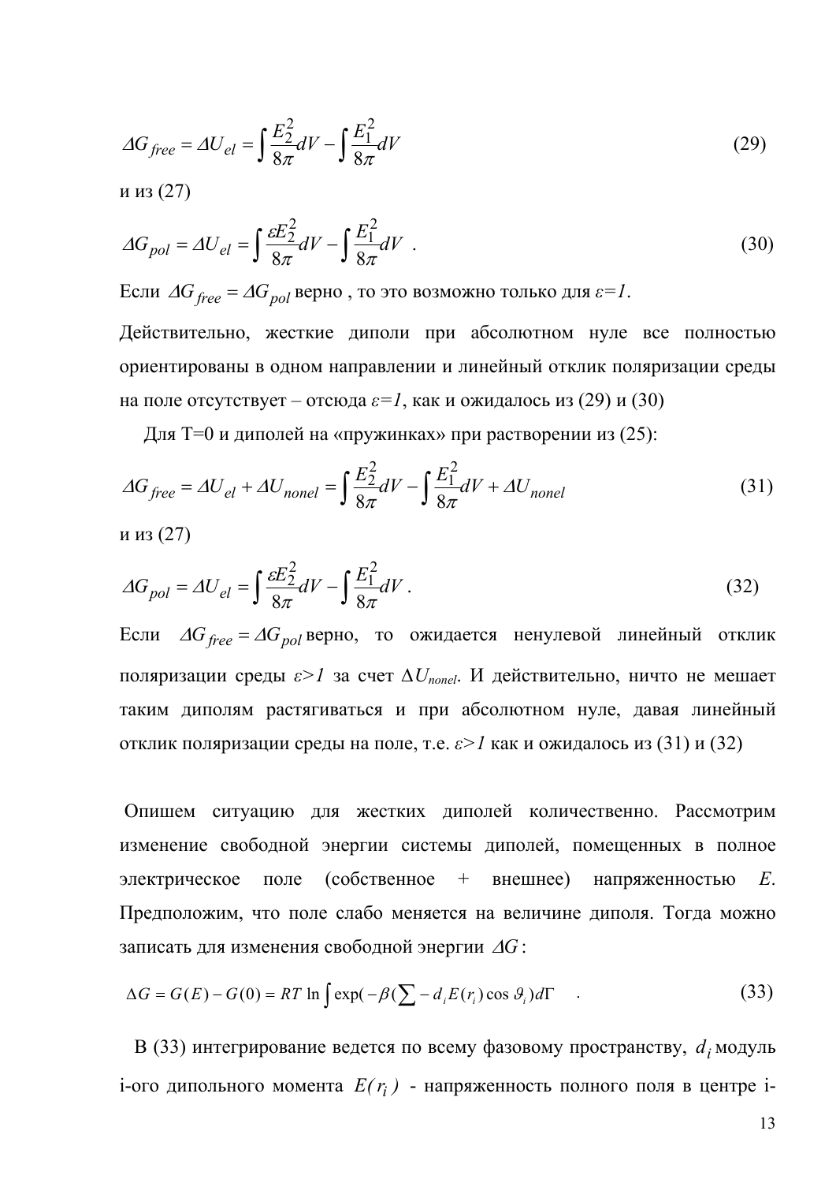$$\Delta G_{free} = \Delta U_{el} = \int \frac{E_2^2}{8\pi} dV - \int \frac{E_1^2}{8\pi} dV \tag{29}$$

и из (27)

$$\Delta G_{pol} = \Delta U_{el} = \int \frac{\varepsilon E_2^2}{8\pi} dV - \int \frac{E_1^2}{8\pi} dV \ . \tag{30}$$

Если $\Delta G_{free} = \Delta G_{pol}$ верно , то это возможно только для *ε=1*.

Действительно, жесткие диполи при абсолютном нуле все полностью ориентированы в одном направлении и линейный отклик поляризации среды на поле отсутствует – отсюда *ε=1*, как и ожидалось из (29) и (30)

Для T=0 и диполей на «пружинках» при растворении из (25):

$$\Delta G_{free} = \Delta U_{el} + \Delta U_{nonel} = \int \frac{E_2^2}{8\pi} dV - \int \frac{E_1^2}{8\pi} dV + \Delta U_{nonel} \tag{31}$$

и из (27)

$$\Delta G_{pol} = \Delta U_{el} = \int \frac{\varepsilon E_2^2}{8\pi} dV - \int \frac{E_1^2}{8\pi} dV \ . \tag{32}$$

Если $\Delta G_{free} = \Delta G_{pol}$ верно, то ожидается ненулевой линейный отклик поляризации среды *ε>1* за счет $\Delta U_{nonel}$. И действительно, ничто не мешает таким диполям растягиваться и при абсолютном нуле, давая линейный отклик поляризации среды на поле, т.е. *ε>1* как и ожидалось из (31) и (32)

Опишем ситуацию для жестких диполей количественно. Рассмотрим изменение свободной энергии системы диполей, помещенных в полное электрическое поле (собственное + внешнее) напряженностью *E*. Предположим, что поле слабо меняется на величине диполя. Тогда можно записать для изменения свободной энергии $\Delta G$:

$$\Delta G = G(E) - G(0) = RT \ln \int \exp(-\beta(\sum - d_i E(r_i)\cos\vartheta_i) d\Gamma \quad . \tag{33}$$

В (33) интегрирование ведется по всему фазовому пространству, $d_i$ модуль i-ого дипольного момента $E(r_i)$ - напряженность полного поля в центре i-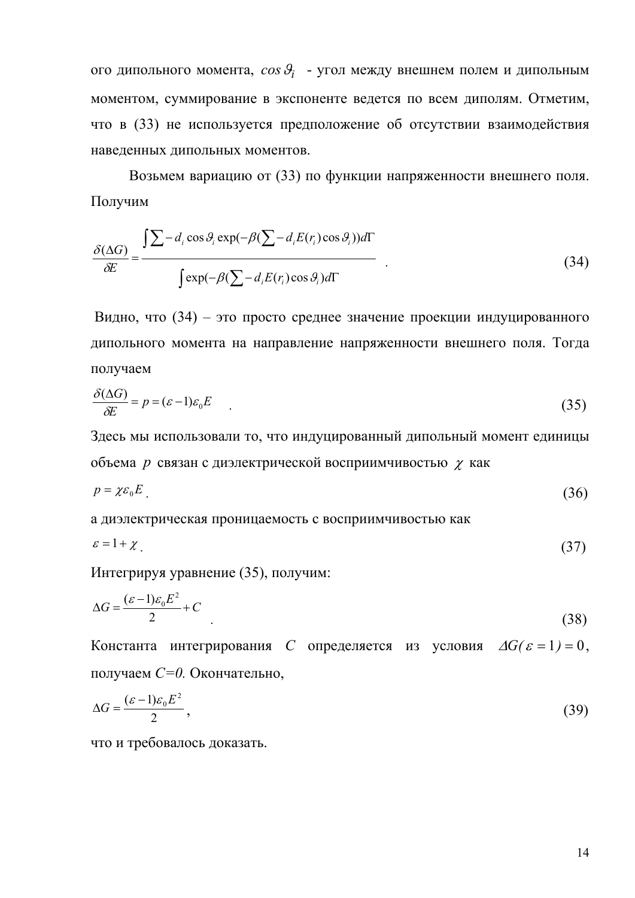ого дипольного момента, $cos\,\vartheta_i$ - угол между внешнем полем и дипольным моментом, суммирование в экспоненте ведется по всем диполям. Отметим, что в (33) не используется предположение об отсутствии взаимодействия наведенных дипольных моментов.

Возьмем вариацию от (33) по функции напряженности внешнего поля. Получим

$$\frac{\delta(\Delta G)}{\delta E} = \frac{\int \sum -d_i \cos\vartheta_i \exp(-\beta(\sum -d_i E(r_i)\cos\vartheta_i))d\Gamma}{\int \exp(-\beta(\sum -d_i E(r_i)\cos\vartheta_i)d\Gamma} \quad . \tag{34}$$

Видно, что (34) – это просто среднее значение проекции индуцированного дипольного момента на направление напряженности внешнего поля. Тогда получаем

$$\frac{\delta(\Delta G)}{\delta E} = p = (\varepsilon - 1)\varepsilon_0 E \quad . \tag{35}$$

Здесь мы использовали то, что индуцированный дипольный момент единицы объема $p$ связан с диэлектрической восприимчивостью $\chi$ как

$$p = \chi\varepsilon_0 E \, . \tag{36}$$

а диэлектрическая проницаемость с восприимчивостью как

$$\varepsilon = 1 + \chi \, . \tag{37}$$

Интегрируя уравнение (35), получим:

$$\Delta G = \frac{(\varepsilon - 1)\varepsilon_0 E^2}{2} + C \quad . \tag{38}$$

Константа интегрирования $C$ определяется из условия $\Delta G(\varepsilon = 1) = 0$, получаем $C=0$. Окончательно,

$$\Delta G = \frac{(\varepsilon - 1)\varepsilon_0 E^2}{2} \, , \tag{39}$$

что и требовалось доказать.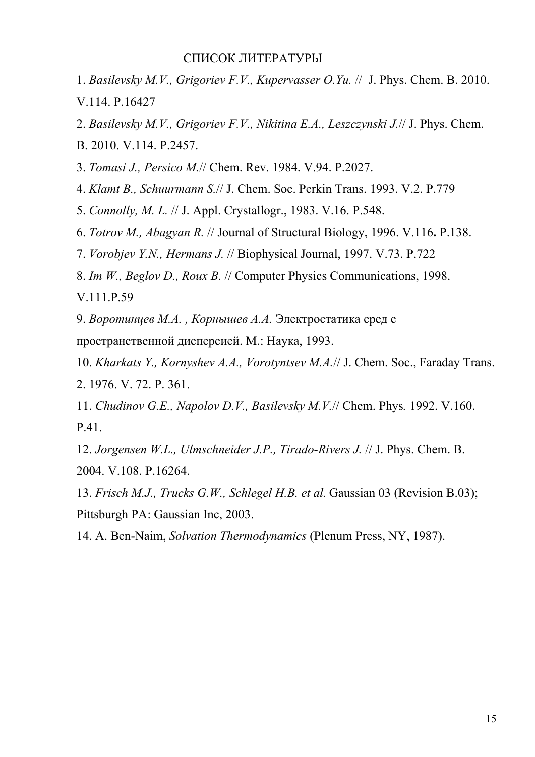# СПИСОК ЛИТЕРАТУРЫ

1. *Basilevsky M.V., Grigoriev F.V., Kupervasser O.Yu.* // J. Phys. Chem. B. 2010. V.114. P.16427
2. *Basilevsky M.V., Grigoriev F.V., Nikitina E.A., Leszczynski J.*// J. Phys. Chem. B. 2010. V.114. P.2457.
3. *Tomasi J., Persico M.*// Chem. Rev. 1984. V.94. P.2027.
4. *Klamt B., Schuurmann S.*// J. Chem. Soc. Perkin Trans. 1993. V.2. P.779
5. *Connolly, M. L.* // J. Appl. Crystallogr., 1983. V.16. P.548.
6. *Totrov M., Abagyan R.* // Journal of Structural Biology, 1996. V.116**.** P.138.
7. *Vorobjev Y.N., Hermans J.* // Biophysical Journal, 1997. V.73. P.722
8. *Im W., Beglov D., Roux B.* // Computer Physics Communications, 1998. V.111.P.59
9. *Воротинцев М.А. , Корнышев А.А.* Электростатика сред с пространственной дисперсией. М.: Наука, 1993.
10. *Kharkats Y., Kornyshev A.A., Vorotyntsev M.A.*// J. Chem. Soc., Faraday Trans. 2. 1976. V. 72. P. 361.
11. *Chudinov G.E., Napolov D.V., Basilevsky M.V.*// Chem. Phys*.* 1992. V.160. P.41.
12. *Jorgensen W.L., Ulmschneider J.P., Tirado-Rivers J.* // J. Phys. Chem. B. 2004. V.108. P.16264.
13. *Frisch M.J., Trucks G.W., Schlegel H.B. et al.* Gaussian 03 (Revision B.03); Pittsburgh PA: Gaussian Inc, 2003.
14. A. Ben-Naim, *Solvation Thermodynamics* (Plenum Press, NY, 1987).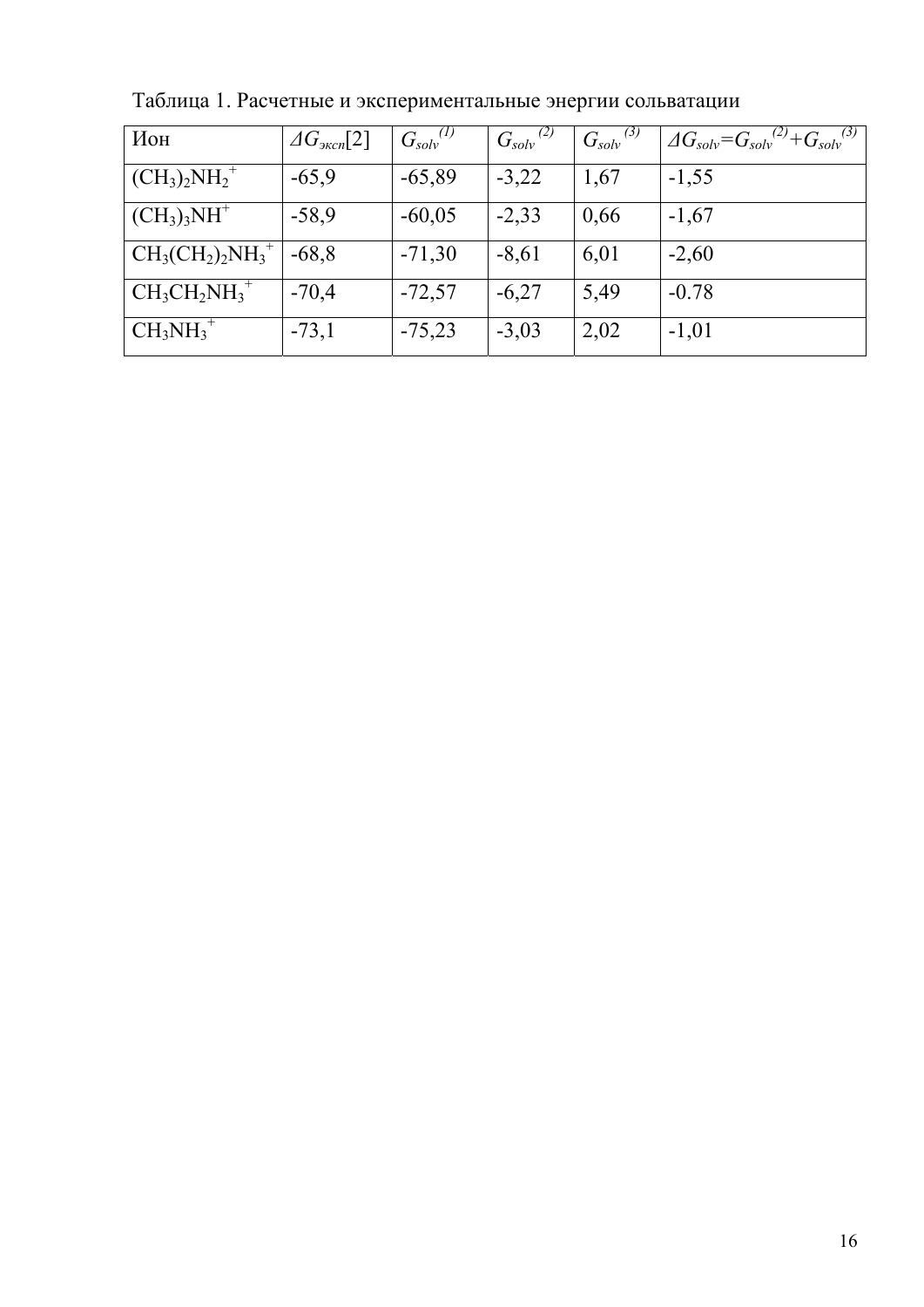Таблица 1. Расчетные и экспериментальные энергии сольватации

| Ион | $\Delta G_{эксп}$[2] | $G_{solv}^{(1)}$ | $G_{solv}^{(2)}$ | $G_{solv}^{(3)}$ | $\Delta G_{solv}=G_{solv}^{(2)}+G_{solv}^{(3)}$ |
|---|---|---|---|---|---|
| $(CH_3)_2NH_2^+$ | -65,9 | -65,89 | -3,22 | 1,67 | -1,55 |
| $(CH_3)_3NH^+$ | -58,9 | -60,05 | -2,33 | 0,66 | -1,67 |
| $CH_3(CH_2)_2NH_3^+$ | -68,8 | -71,30 | -8,61 | 6,01 | -2,60 |
| $CH_3CH_2NH_3^+$ | -70,4 | -72,57 | -6,27 | 5,49 | -0.78 |
| $CH_3NH_3^+$ | -73,1 | -75,23 | -3,03 | 2,02 | -1,01 |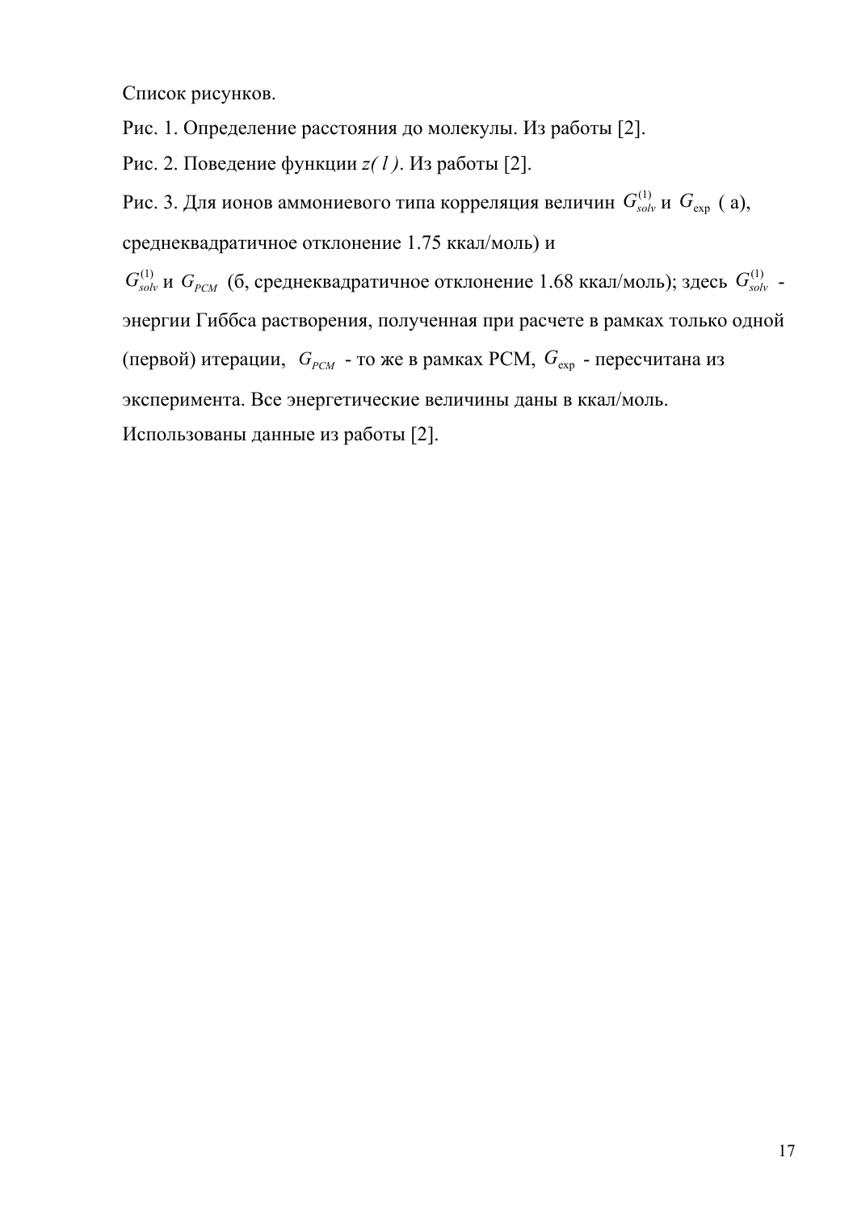Список рисунков.

Рис. 1. Определение расстояния до молекулы. Из работы [2].

Рис. 2. Поведение функции *z( l )*. Из работы [2].

Рис. 3. Для ионов аммониевого типа корреляция величин $G^{(1)}_{solv}$ и $G_{\exp}$ ( а), среднеквадратичное отклонение 1.75 ккал/моль) и $G^{(1)}_{solv}$ и $G_{PCM}$ (б, среднеквадратичное отклонение 1.68 ккал/моль); здесь $G^{(1)}_{solv}$ - энергии Гиббса растворения, полученная при расчете в рамках только одной (первой) итерации, $G_{PCM}$ - то же в рамках PCM, $G_{\exp}$ - пересчитана из эксперимента. Все энергетические величины даны в ккал/моль. Использованы данные из работы [2].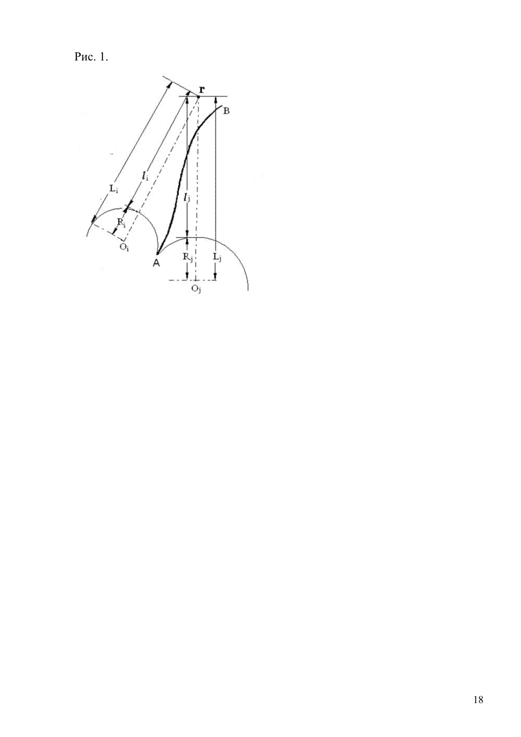Рис. 1.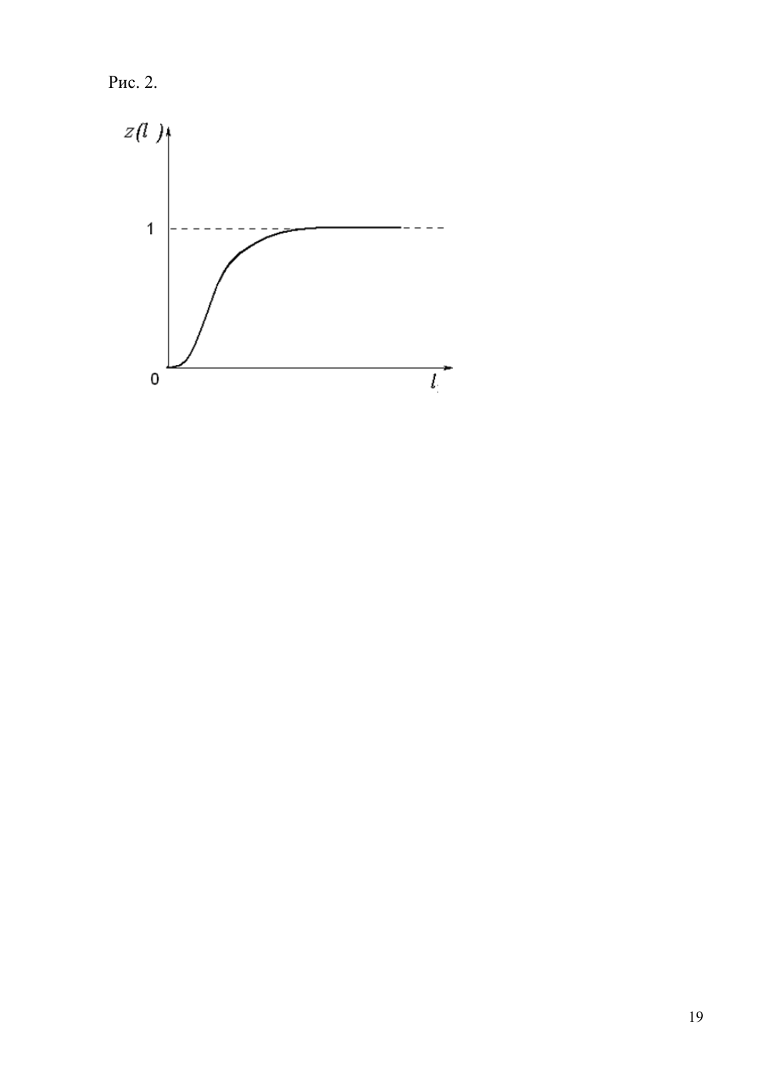Рис. 2.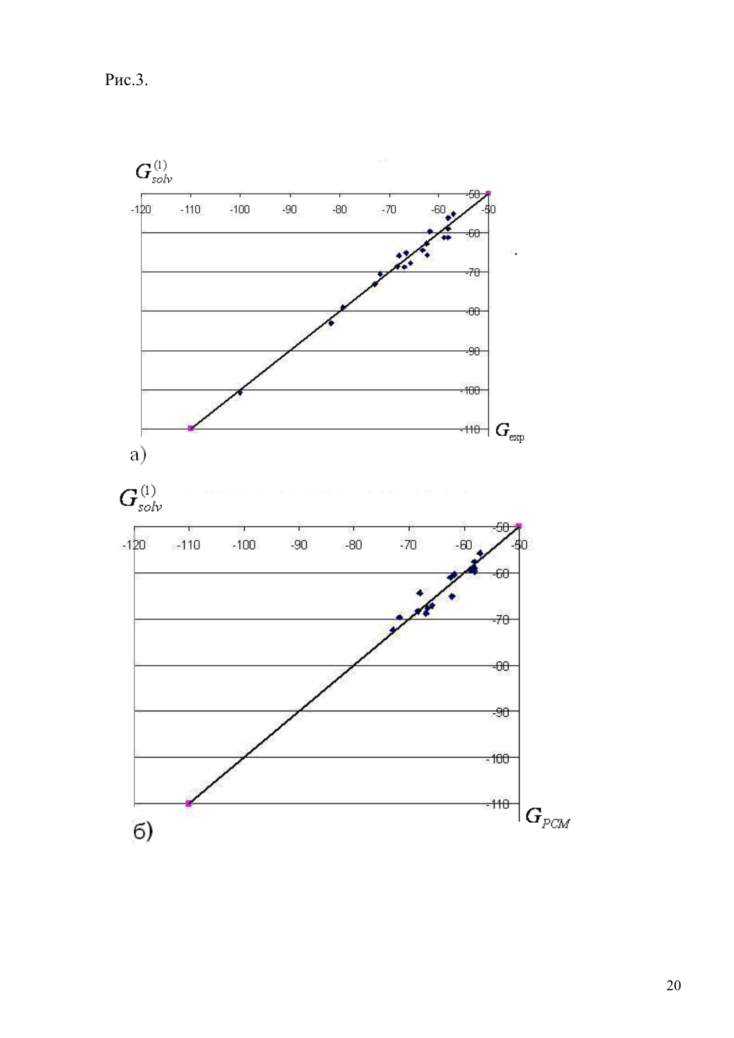Рис.3.

$G_{solv}^{(1)}$

-120 -110 -100 -90 -80 -70 -60 -50

-50 -60 -70 -80 -90 -100 -110

$G_{\exp}$

а)

$G_{solv}^{(1)}$

-120 -110 -100 -90 -80 -70 -60 -50

-50 -60 -70 -80 -90 -100 -110

$G_{PCM}$

б)